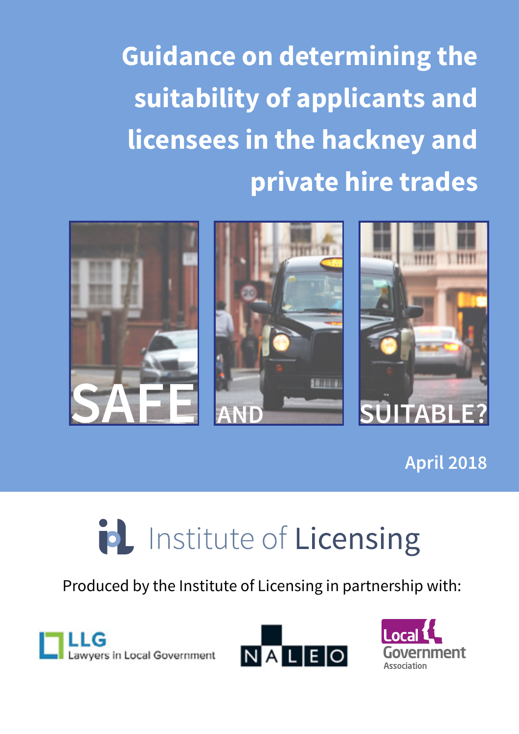# Guidance on determining the suitability of applicants and licensees in the hackney and private hire trades

SAFE AND SUITABLE?

April 2018

Institute of Licensing

Produced by the Institute of Licensing in partnership with:

LLG Lawyers in Local Government

NALEO

Local Government Association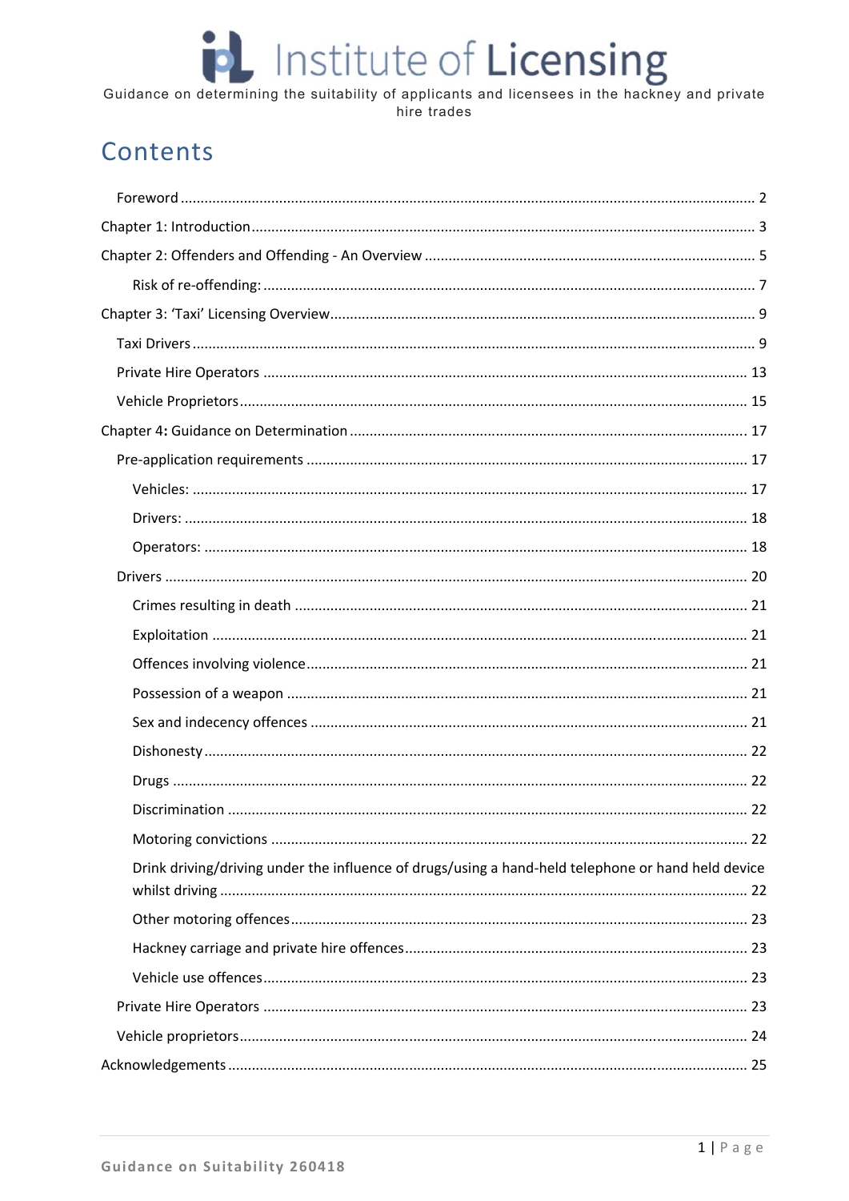# Contents

- Foreword ... 2
- Chapter 1: Introduction ... 3
- Chapter 2: Offenders and Offending - An Overview ... 5
  - Risk of re-offending: ... 7
- Chapter 3: 'Taxi' Licensing Overview ... 9
  - Taxi Drivers ... 9
  - Private Hire Operators ... 13
  - Vehicle Proprietors ... 15
- Chapter 4: Guidance on Determination ... 17
  - Pre-application requirements ... 17
    - Vehicles: ... 17
    - Drivers: ... 18
    - Operators: ... 18
  - Drivers ... 20
    - Crimes resulting in death ... 21
    - Exploitation ... 21
    - Offences involving violence ... 21
    - Possession of a weapon ... 21
    - Sex and indecency offences ... 21
    - Dishonesty ... 22
    - Drugs ... 22
    - Discrimination ... 22
    - Motoring convictions ... 22
    - Drink driving/driving under the influence of drugs/using a hand-held telephone or hand held device whilst driving ... 22
    - Other motoring offences ... 23
    - Hackney carriage and private hire offences ... 23
    - Vehicle use offences ... 23
  - Private Hire Operators ... 23
  - Vehicle proprietors ... 24
- Acknowledgements ... 25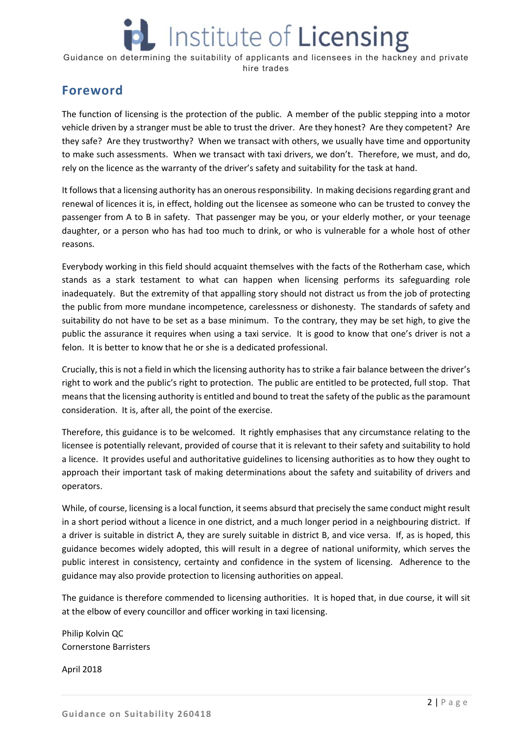## Foreword

The function of licensing is the protection of the public. A member of the public stepping into a motor vehicle driven by a stranger must be able to trust the driver. Are they honest? Are they competent? Are they safe? Are they trustworthy? When we transact with others, we usually have time and opportunity to make such assessments. When we transact with taxi drivers, we don't. Therefore, we must, and do, rely on the licence as the warranty of the driver's safety and suitability for the task at hand.

It follows that a licensing authority has an onerous responsibility. In making decisions regarding grant and renewal of licences it is, in effect, holding out the licensee as someone who can be trusted to convey the passenger from A to B in safety. That passenger may be you, or your elderly mother, or your teenage daughter, or a person who has had too much to drink, or who is vulnerable for a whole host of other reasons.

Everybody working in this field should acquaint themselves with the facts of the Rotherham case, which stands as a stark testament to what can happen when licensing performs its safeguarding role inadequately. But the extremity of that appalling story should not distract us from the job of protecting the public from more mundane incompetence, carelessness or dishonesty. The standards of safety and suitability do not have to be set as a base minimum. To the contrary, they may be set high, to give the public the assurance it requires when using a taxi service. It is good to know that one's driver is not a felon. It is better to know that he or she is a dedicated professional.

Crucially, this is not a field in which the licensing authority has to strike a fair balance between the driver's right to work and the public's right to protection. The public are entitled to be protected, full stop. That means that the licensing authority is entitled and bound to treat the safety of the public as the paramount consideration. It is, after all, the point of the exercise.

Therefore, this guidance is to be welcomed. It rightly emphasises that any circumstance relating to the licensee is potentially relevant, provided of course that it is relevant to their safety and suitability to hold a licence. It provides useful and authoritative guidelines to licensing authorities as to how they ought to approach their important task of making determinations about the safety and suitability of drivers and operators.

While, of course, licensing is a local function, it seems absurd that precisely the same conduct might result in a short period without a licence in one district, and a much longer period in a neighbouring district. If a driver is suitable in district A, they are surely suitable in district B, and vice versa. If, as is hoped, this guidance becomes widely adopted, this will result in a degree of national uniformity, which serves the public interest in consistency, certainty and confidence in the system of licensing. Adherence to the guidance may also provide protection to licensing authorities on appeal.

The guidance is therefore commended to licensing authorities. It is hoped that, in due course, it will sit at the elbow of every councillor and officer working in taxi licensing.

Philip Kolvin QC
Cornerstone Barristers

April 2018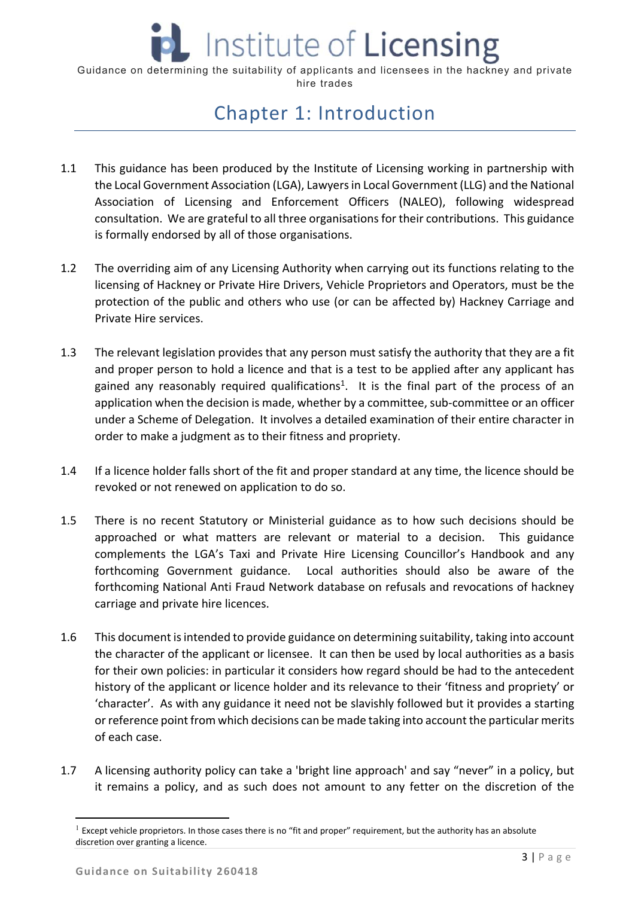# Chapter 1: Introduction

1.1 This guidance has been produced by the Institute of Licensing working in partnership with the Local Government Association (LGA), Lawyers in Local Government (LLG) and the National Association of Licensing and Enforcement Officers (NALEO), following widespread consultation. We are grateful to all three organisations for their contributions. This guidance is formally endorsed by all of those organisations.

1.2 The overriding aim of any Licensing Authority when carrying out its functions relating to the licensing of Hackney or Private Hire Drivers, Vehicle Proprietors and Operators, must be the protection of the public and others who use (or can be affected by) Hackney Carriage and Private Hire services.

1.3 The relevant legislation provides that any person must satisfy the authority that they are a fit and proper person to hold a licence and that is a test to be applied after any applicant has gained any reasonably required qualifications[1]. It is the final part of the process of an application when the decision is made, whether by a committee, sub-committee or an officer under a Scheme of Delegation. It involves a detailed examination of their entire character in order to make a judgment as to their fitness and propriety.

1.4 If a licence holder falls short of the fit and proper standard at any time, the licence should be revoked or not renewed on application to do so.

1.5 There is no recent Statutory or Ministerial guidance as to how such decisions should be approached or what matters are relevant or material to a decision. This guidance complements the LGA's Taxi and Private Hire Licensing Councillor's Handbook and any forthcoming Government guidance. Local authorities should also be aware of the forthcoming National Anti Fraud Network database on refusals and revocations of hackney carriage and private hire licences.

1.6 This document is intended to provide guidance on determining suitability, taking into account the character of the applicant or licensee. It can then be used by local authorities as a basis for their own policies: in particular it considers how regard should be had to the antecedent history of the applicant or licence holder and its relevance to their 'fitness and propriety' or 'character'. As with any guidance it need not be slavishly followed but it provides a starting or reference point from which decisions can be made taking into account the particular merits of each case.

1.7 A licensing authority policy can take a 'bright line approach' and say "never" in a policy, but it remains a policy, and as such does not amount to any fetter on the discretion of the

---

[1] Except vehicle proprietors. In those cases there is no "fit and proper" requirement, but the authority has an absolute discretion over granting a licence.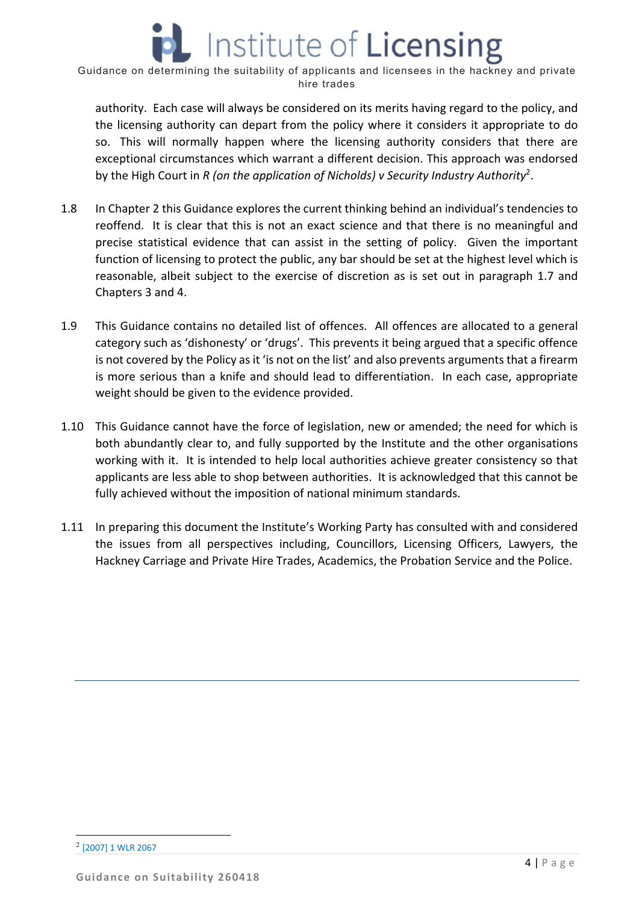authority. Each case will always be considered on its merits having regard to the policy, and the licensing authority can depart from the policy where it considers it appropriate to do so. This will normally happen where the licensing authority considers that there are exceptional circumstances which warrant a different decision. This approach was endorsed by the High Court in *R (on the application of Nicholds) v Security Industry Authority*[2].

1.8 In Chapter 2 this Guidance explores the current thinking behind an individual's tendencies to reoffend. It is clear that this is not an exact science and that there is no meaningful and precise statistical evidence that can assist in the setting of policy. Given the important function of licensing to protect the public, any bar should be set at the highest level which is reasonable, albeit subject to the exercise of discretion as is set out in paragraph 1.7 and Chapters 3 and 4.

1.9 This Guidance contains no detailed list of offences. All offences are allocated to a general category such as 'dishonesty' or 'drugs'. This prevents it being argued that a specific offence is not covered by the Policy as it 'is not on the list' and also prevents arguments that a firearm is more serious than a knife and should lead to differentiation. In each case, appropriate weight should be given to the evidence provided.

1.10 This Guidance cannot have the force of legislation, new or amended; the need for which is both abundantly clear to, and fully supported by the Institute and the other organisations working with it. It is intended to help local authorities achieve greater consistency so that applicants are less able to shop between authorities. It is acknowledged that this cannot be fully achieved without the imposition of national minimum standards.

1.11 In preparing this document the Institute's Working Party has consulted with and considered the issues from all perspectives including, Councillors, Licensing Officers, Lawyers, the Hackney Carriage and Private Hire Trades, Academics, the Probation Service and the Police.

---

[2] [2007] 1 WLR 2067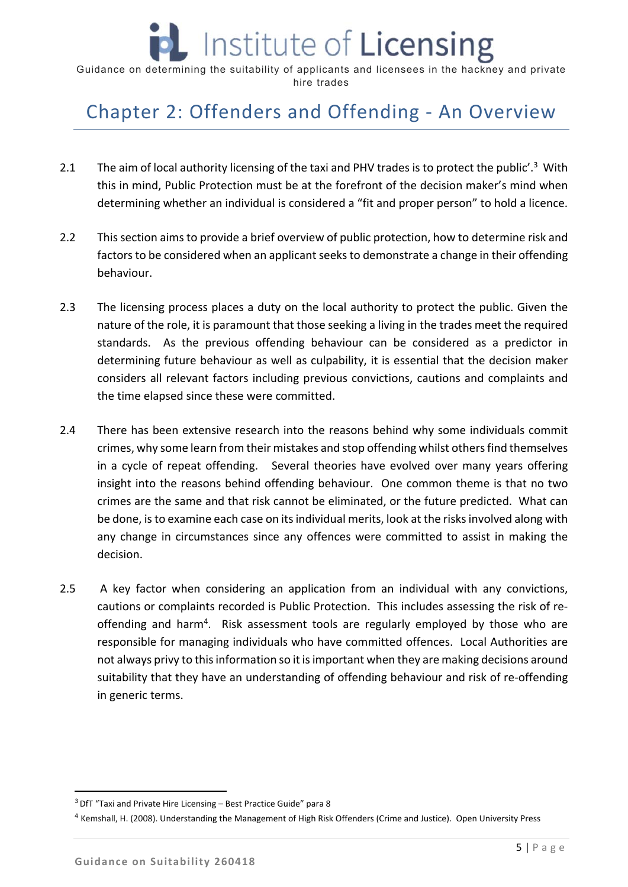## Chapter 2: Offenders and Offending - An Overview

2.1 The aim of local authority licensing of the taxi and PHV trades is to protect the public'.[3] With this in mind, Public Protection must be at the forefront of the decision maker's mind when determining whether an individual is considered a "fit and proper person" to hold a licence.

2.2 This section aims to provide a brief overview of public protection, how to determine risk and factors to be considered when an applicant seeks to demonstrate a change in their offending behaviour.

2.3 The licensing process places a duty on the local authority to protect the public. Given the nature of the role, it is paramount that those seeking a living in the trades meet the required standards. As the previous offending behaviour can be considered as a predictor in determining future behaviour as well as culpability, it is essential that the decision maker considers all relevant factors including previous convictions, cautions and complaints and the time elapsed since these were committed.

2.4 There has been extensive research into the reasons behind why some individuals commit crimes, why some learn from their mistakes and stop offending whilst others find themselves in a cycle of repeat offending. Several theories have evolved over many years offering insight into the reasons behind offending behaviour. One common theme is that no two crimes are the same and that risk cannot be eliminated, or the future predicted. What can be done, is to examine each case on its individual merits, look at the risks involved along with any change in circumstances since any offences were committed to assist in making the decision.

2.5 A key factor when considering an application from an individual with any convictions, cautions or complaints recorded is Public Protection. This includes assessing the risk of re-offending and harm[4]. Risk assessment tools are regularly employed by those who are responsible for managing individuals who have committed offences. Local Authorities are not always privy to this information so it is important when they are making decisions around suitability that they have an understanding of offending behaviour and risk of re-offending in generic terms.

---

[3] DfT "Taxi and Private Hire Licensing – Best Practice Guide" para 8

[4] Kemshall, H. (2008). Understanding the Management of High Risk Offenders (Crime and Justice). Open University Press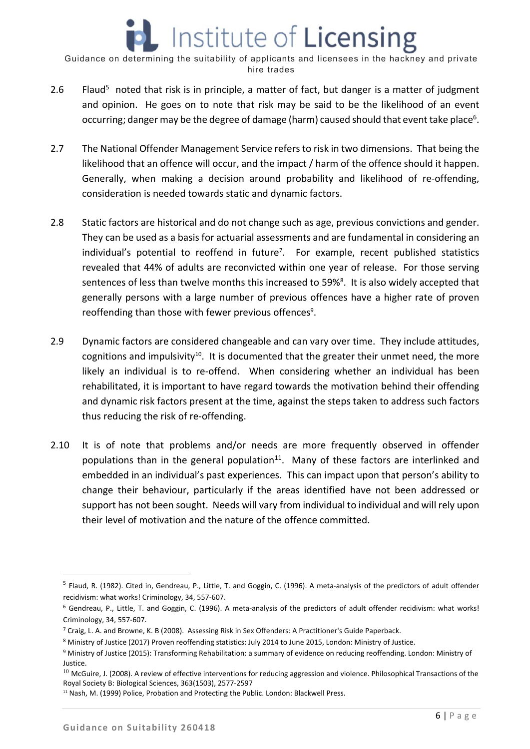2.6 Flaud[5] noted that risk is in principle, a matter of fact, but danger is a matter of judgment and opinion. He goes on to note that risk may be said to be the likelihood of an event occurring; danger may be the degree of damage (harm) caused should that event take place[6].

2.7 The National Offender Management Service refers to risk in two dimensions. That being the likelihood that an offence will occur, and the impact / harm of the offence should it happen. Generally, when making a decision around probability and likelihood of re-offending, consideration is needed towards static and dynamic factors.

2.8 Static factors are historical and do not change such as age, previous convictions and gender. They can be used as a basis for actuarial assessments and are fundamental in considering an individual's potential to reoffend in future[7]. For example, recent published statistics revealed that 44% of adults are reconvicted within one year of release. For those serving sentences of less than twelve months this increased to 59%[8]. It is also widely accepted that generally persons with a large number of previous offences have a higher rate of proven reoffending than those with fewer previous offences[9].

2.9 Dynamic factors are considered changeable and can vary over time. They include attitudes, cognitions and impulsivity[10]. It is documented that the greater their unmet need, the more likely an individual is to re-offend. When considering whether an individual has been rehabilitated, it is important to have regard towards the motivation behind their offending and dynamic risk factors present at the time, against the steps taken to address such factors thus reducing the risk of re-offending.

2.10 It is of note that problems and/or needs are more frequently observed in offender populations than in the general population[11]. Many of these factors are interlinked and embedded in an individual's past experiences. This can impact upon that person's ability to change their behaviour, particularly if the areas identified have not been addressed or support has not been sought. Needs will vary from individual to individual and will rely upon their level of motivation and the nature of the offence committed.

---

[5] Flaud, R. (1982). Cited in, Gendreau, P., Little, T. and Goggin, C. (1996). A meta-analysis of the predictors of adult offender recidivism: what works! Criminology, 34, 557-607.

[6] Gendreau, P., Little, T. and Goggin, C. (1996). A meta-analysis of the predictors of adult offender recidivism: what works! Criminology, 34, 557-607.

[7] Craig, L. A. and Browne, K. B (2008). Assessing Risk in Sex Offenders: A Practitioner's Guide Paperback.

[8] Ministry of Justice (2017) Proven reoffending statistics: July 2014 to June 2015, London: Ministry of Justice.

[9] Ministry of Justice (2015): Transforming Rehabilitation: a summary of evidence on reducing reoffending. London: Ministry of Justice.

[10] McGuire, J. (2008). A review of effective interventions for reducing aggression and violence. Philosophical Transactions of the Royal Society B: Biological Sciences, 363(1503), 2577-2597

[11] Nash, M. (1999) Police, Probation and Protecting the Public. London: Blackwell Press.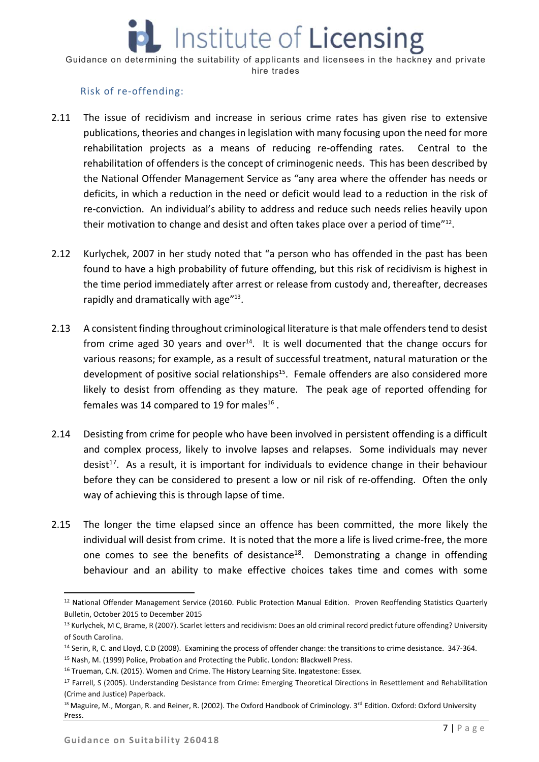### Risk of re-offending:

2.11 The issue of recidivism and increase in serious crime rates has given rise to extensive publications, theories and changes in legislation with many focusing upon the need for more rehabilitation projects as a means of reducing re-offending rates. Central to the rehabilitation of offenders is the concept of criminogenic needs. This has been described by the National Offender Management Service as "any area where the offender has needs or deficits, in which a reduction in the need or deficit would lead to a reduction in the risk of re-conviction. An individual's ability to address and reduce such needs relies heavily upon their motivation to change and desist and often takes place over a period of time"[12].

2.12 Kurlychek, 2007 in her study noted that "a person who has offended in the past has been found to have a high probability of future offending, but this risk of recidivism is highest in the time period immediately after arrest or release from custody and, thereafter, decreases rapidly and dramatically with age"[13].

2.13 A consistent finding throughout criminological literature is that male offenders tend to desist from crime aged 30 years and over[14]. It is well documented that the change occurs for various reasons; for example, as a result of successful treatment, natural maturation or the development of positive social relationships[15]. Female offenders are also considered more likely to desist from offending as they mature. The peak age of reported offending for females was 14 compared to 19 for males[16].

2.14 Desisting from crime for people who have been involved in persistent offending is a difficult and complex process, likely to involve lapses and relapses. Some individuals may never desist[17]. As a result, it is important for individuals to evidence change in their behaviour before they can be considered to present a low or nil risk of re-offending. Often the only way of achieving this is through lapse of time.

2.15 The longer the time elapsed since an offence has been committed, the more likely the individual will desist from crime. It is noted that the more a life is lived crime-free, the more one comes to see the benefits of desistance[18]. Demonstrating a change in offending behaviour and an ability to make effective choices takes time and comes with some

---

[12] National Offender Management Service (20160. Public Protection Manual Edition. Proven Reoffending Statistics Quarterly Bulletin, October 2015 to December 2015

[13] Kurlychek, M C, Brame, R (2007). Scarlet letters and recidivism: Does an old criminal record predict future offending? University of South Carolina.

[14] Serin, R, C. and Lloyd, C.D (2008). Examining the process of offender change: the transitions to crime desistance. 347-364.

[15] Nash, M. (1999) Police, Probation and Protecting the Public. London: Blackwell Press.

[16] Trueman, C.N. (2015). Women and Crime. The History Learning Site. Ingatestone: Essex.

[17] Farrell, S (2005). Understanding Desistance from Crime: Emerging Theoretical Directions in Resettlement and Rehabilitation (Crime and Justice) Paperback.

[18] Maguire, M., Morgan, R. and Reiner, R. (2002). The Oxford Handbook of Criminology. 3rd Edition. Oxford: Oxford University Press.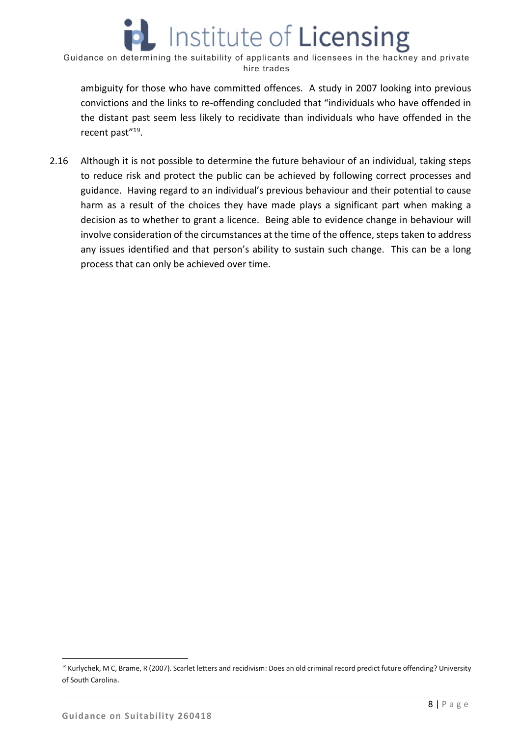ambiguity for those who have committed offences. A study in 2007 looking into previous convictions and the links to re-offending concluded that "individuals who have offended in the distant past seem less likely to recidivate than individuals who have offended in the recent past"[19].

2.16 Although it is not possible to determine the future behaviour of an individual, taking steps to reduce risk and protect the public can be achieved by following correct processes and guidance. Having regard to an individual's previous behaviour and their potential to cause harm as a result of the choices they have made plays a significant part when making a decision as to whether to grant a licence. Being able to evidence change in behaviour will involve consideration of the circumstances at the time of the offence, steps taken to address any issues identified and that person's ability to sustain such change. This can be a long process that can only be achieved over time.

---

[19] Kurlychek, M C, Brame, R (2007). Scarlet letters and recidivism: Does an old criminal record predict future offending? University of South Carolina.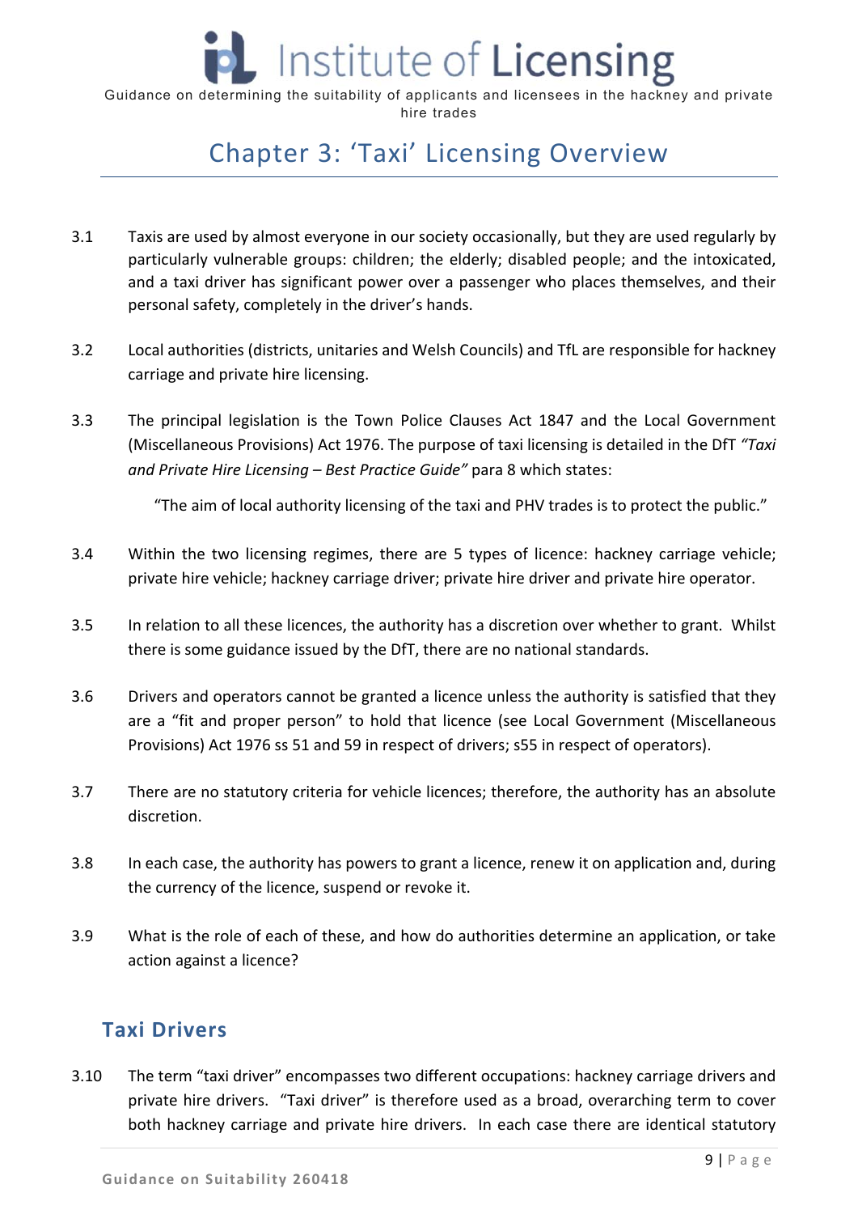## Chapter 3: 'Taxi' Licensing Overview

3.1 Taxis are used by almost everyone in our society occasionally, but they are used regularly by particularly vulnerable groups: children; the elderly; disabled people; and the intoxicated, and a taxi driver has significant power over a passenger who places themselves, and their personal safety, completely in the driver's hands.

3.2 Local authorities (districts, unitaries and Welsh Councils) and TfL are responsible for hackney carriage and private hire licensing.

3.3 The principal legislation is the Town Police Clauses Act 1847 and the Local Government (Miscellaneous Provisions) Act 1976. The purpose of taxi licensing is detailed in the DfT *"Taxi and Private Hire Licensing – Best Practice Guide"* para 8 which states:

> "The aim of local authority licensing of the taxi and PHV trades is to protect the public."

3.4 Within the two licensing regimes, there are 5 types of licence: hackney carriage vehicle; private hire vehicle; hackney carriage driver; private hire driver and private hire operator.

3.5 In relation to all these licences, the authority has a discretion over whether to grant. Whilst there is some guidance issued by the DfT, there are no national standards.

3.6 Drivers and operators cannot be granted a licence unless the authority is satisfied that they are a "fit and proper person" to hold that licence (see Local Government (Miscellaneous Provisions) Act 1976 ss 51 and 59 in respect of drivers; s55 in respect of operators).

3.7 There are no statutory criteria for vehicle licences; therefore, the authority has an absolute discretion.

3.8 In each case, the authority has powers to grant a licence, renew it on application and, during the currency of the licence, suspend or revoke it.

3.9 What is the role of each of these, and how do authorities determine an application, or take action against a licence?

### Taxi Drivers

3.10 The term "taxi driver" encompasses two different occupations: hackney carriage drivers and private hire drivers. "Taxi driver" is therefore used as a broad, overarching term to cover both hackney carriage and private hire drivers. In each case there are identical statutory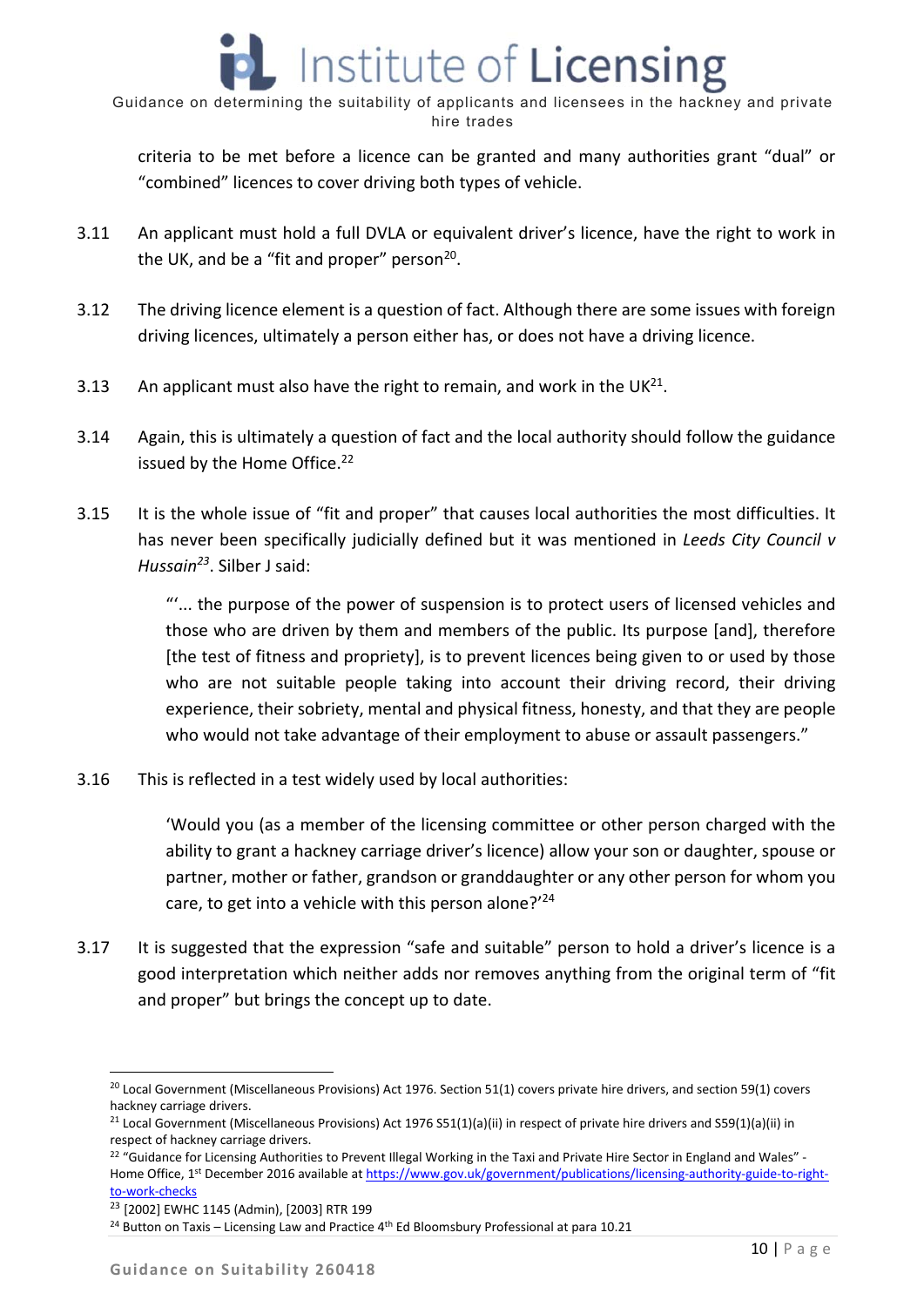criteria to be met before a licence can be granted and many authorities grant "dual" or "combined" licences to cover driving both types of vehicle.

3.11 An applicant must hold a full DVLA or equivalent driver's licence, have the right to work in the UK, and be a "fit and proper" person[20].

3.12 The driving licence element is a question of fact. Although there are some issues with foreign driving licences, ultimately a person either has, or does not have a driving licence.

3.13 An applicant must also have the right to remain, and work in the UK[21].

3.14 Again, this is ultimately a question of fact and the local authority should follow the guidance issued by the Home Office.[22]

3.15 It is the whole issue of "fit and proper" that causes local authorities the most difficulties. It has never been specifically judicially defined but it was mentioned in *Leeds City Council v Hussain*[23]. Silber J said:

> "'... the purpose of the power of suspension is to protect users of licensed vehicles and those who are driven by them and members of the public. Its purpose [and], therefore [the test of fitness and propriety], is to prevent licences being given to or used by those who are not suitable people taking into account their driving record, their driving experience, their sobriety, mental and physical fitness, honesty, and that they are people who would not take advantage of their employment to abuse or assault passengers."

3.16 This is reflected in a test widely used by local authorities:

> 'Would you (as a member of the licensing committee or other person charged with the ability to grant a hackney carriage driver's licence) allow your son or daughter, spouse or partner, mother or father, grandson or granddaughter or any other person for whom you care, to get into a vehicle with this person alone?'[24]

3.17 It is suggested that the expression "safe and suitable" person to hold a driver's licence is a good interpretation which neither adds nor removes anything from the original term of "fit and proper" but brings the concept up to date.

---

[20] Local Government (Miscellaneous Provisions) Act 1976. Section 51(1) covers private hire drivers, and section 59(1) covers hackney carriage drivers.

[21] Local Government (Miscellaneous Provisions) Act 1976 S51(1)(a)(ii) in respect of private hire drivers and S59(1)(a)(ii) in respect of hackney carriage drivers.

[22] "Guidance for Licensing Authorities to Prevent Illegal Working in the Taxi and Private Hire Sector in England and Wales" - Home Office, 1st December 2016 available at https://www.gov.uk/government/publications/licensing-authority-guide-to-right-to-work-checks

[23] [2002] EWHC 1145 (Admin), [2003] RTR 199

[24] Button on Taxis – Licensing Law and Practice 4th Ed Bloomsbury Professional at para 10.21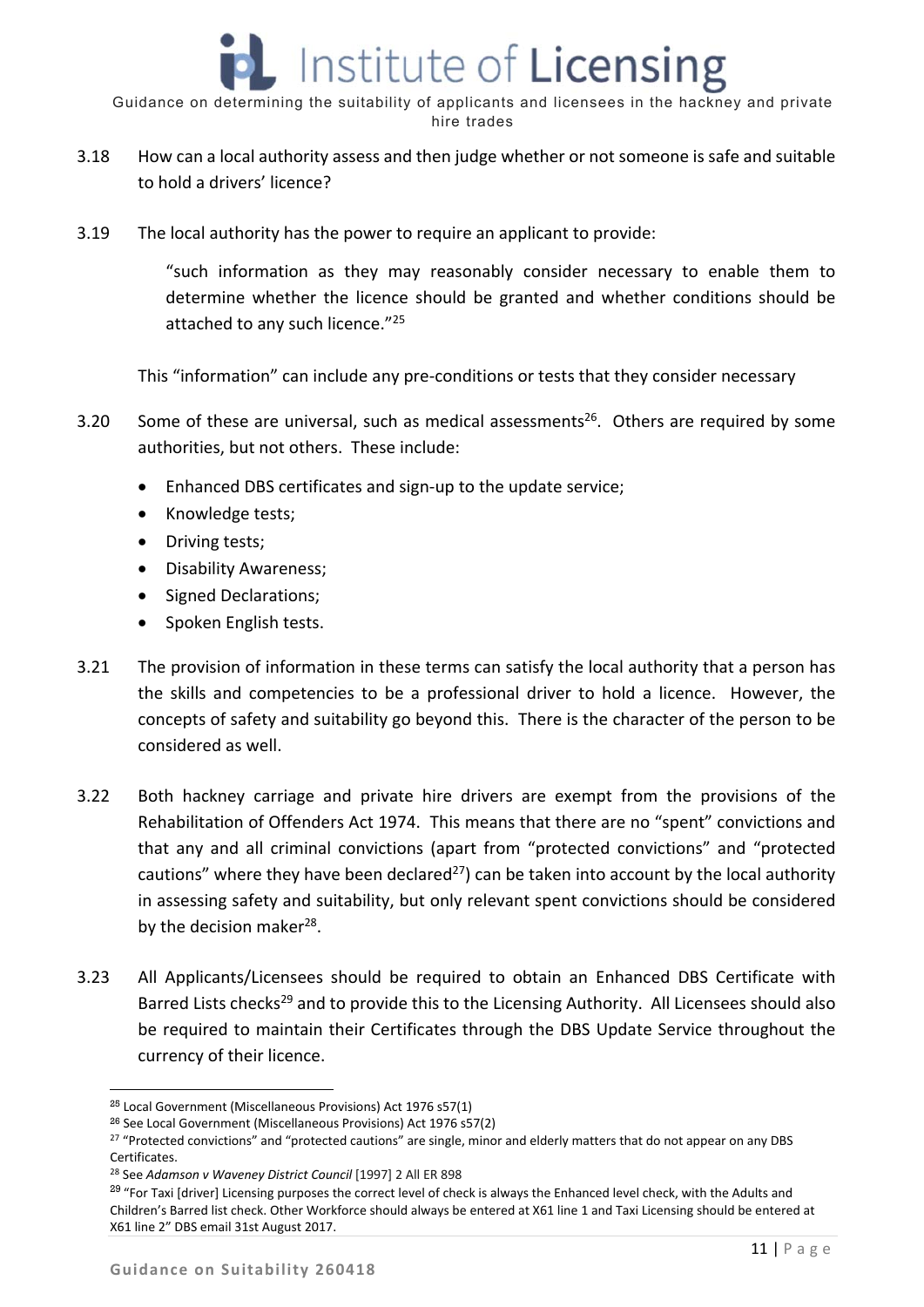3.18 How can a local authority assess and then judge whether or not someone is safe and suitable to hold a drivers' licence?

3.19 The local authority has the power to require an applicant to provide:

> "such information as they may reasonably consider necessary to enable them to determine whether the licence should be granted and whether conditions should be attached to any such licence."[25]

This "information" can include any pre-conditions or tests that they consider necessary

3.20 Some of these are universal, such as medical assessments[26]. Others are required by some authorities, but not others. These include:

- Enhanced DBS certificates and sign-up to the update service;
- Knowledge tests;
- Driving tests;
- Disability Awareness;
- Signed Declarations;
- Spoken English tests.

3.21 The provision of information in these terms can satisfy the local authority that a person has the skills and competencies to be a professional driver to hold a licence. However, the concepts of safety and suitability go beyond this. There is the character of the person to be considered as well.

3.22 Both hackney carriage and private hire drivers are exempt from the provisions of the Rehabilitation of Offenders Act 1974. This means that there are no "spent" convictions and that any and all criminal convictions (apart from "protected convictions" and "protected cautions" where they have been declared[27]) can be taken into account by the local authority in assessing safety and suitability, but only relevant spent convictions should be considered by the decision maker[28].

3.23 All Applicants/Licensees should be required to obtain an Enhanced DBS Certificate with Barred Lists checks[29] and to provide this to the Licensing Authority. All Licensees should also be required to maintain their Certificates through the DBS Update Service throughout the currency of their licence.

---

[25] Local Government (Miscellaneous Provisions) Act 1976 s57(1)

[26] See Local Government (Miscellaneous Provisions) Act 1976 s57(2)

[27] "Protected convictions" and "protected cautions" are single, minor and elderly matters that do not appear on any DBS Certificates.

[28] See *Adamson v Waveney District Council* [1997] 2 All ER 898

[29] "For Taxi [driver] Licensing purposes the correct level of check is always the Enhanced level check, with the Adults and Children's Barred list check. Other Workforce should always be entered at X61 line 1 and Taxi Licensing should be entered at X61 line 2" DBS email 31st August 2017.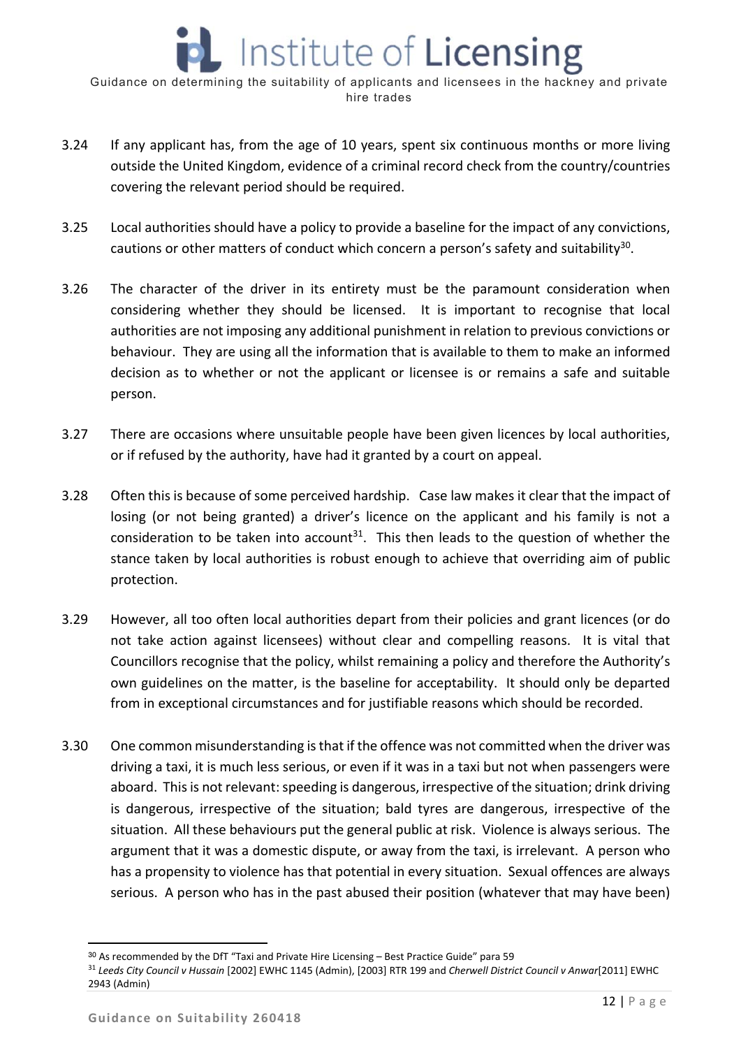3.24 If any applicant has, from the age of 10 years, spent six continuous months or more living outside the United Kingdom, evidence of a criminal record check from the country/countries covering the relevant period should be required.

3.25 Local authorities should have a policy to provide a baseline for the impact of any convictions, cautions or other matters of conduct which concern a person's safety and suitability[30].

3.26 The character of the driver in its entirety must be the paramount consideration when considering whether they should be licensed. It is important to recognise that local authorities are not imposing any additional punishment in relation to previous convictions or behaviour. They are using all the information that is available to them to make an informed decision as to whether or not the applicant or licensee is or remains a safe and suitable person.

3.27 There are occasions where unsuitable people have been given licences by local authorities, or if refused by the authority, have had it granted by a court on appeal.

3.28 Often this is because of some perceived hardship. Case law makes it clear that the impact of losing (or not being granted) a driver's licence on the applicant and his family is not a consideration to be taken into account[31]. This then leads to the question of whether the stance taken by local authorities is robust enough to achieve that overriding aim of public protection.

3.29 However, all too often local authorities depart from their policies and grant licences (or do not take action against licensees) without clear and compelling reasons. It is vital that Councillors recognise that the policy, whilst remaining a policy and therefore the Authority's own guidelines on the matter, is the baseline for acceptability. It should only be departed from in exceptional circumstances and for justifiable reasons which should be recorded.

3.30 One common misunderstanding is that if the offence was not committed when the driver was driving a taxi, it is much less serious, or even if it was in a taxi but not when passengers were aboard. This is not relevant: speeding is dangerous, irrespective of the situation; drink driving is dangerous, irrespective of the situation; bald tyres are dangerous, irrespective of the situation. All these behaviours put the general public at risk. Violence is always serious. The argument that it was a domestic dispute, or away from the taxi, is irrelevant. A person who has a propensity to violence has that potential in every situation. Sexual offences are always serious. A person who has in the past abused their position (whatever that may have been)

---

[30] As recommended by the DfT "Taxi and Private Hire Licensing – Best Practice Guide" para 59

[31] *Leeds City Council v Hussain* [2002] EWHC 1145 (Admin), [2003] RTR 199 and *Cherwell District Council v Anwar*[2011] EWHC 2943 (Admin)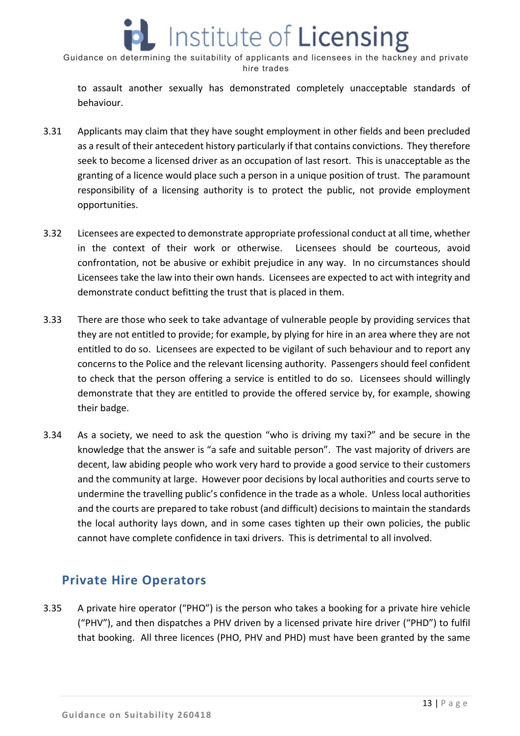to assault another sexually has demonstrated completely unacceptable standards of behaviour.

3.31 Applicants may claim that they have sought employment in other fields and been precluded as a result of their antecedent history particularly if that contains convictions. They therefore seek to become a licensed driver as an occupation of last resort. This is unacceptable as the granting of a licence would place such a person in a unique position of trust. The paramount responsibility of a licensing authority is to protect the public, not provide employment opportunities.

3.32 Licensees are expected to demonstrate appropriate professional conduct at all time, whether in the context of their work or otherwise. Licensees should be courteous, avoid confrontation, not be abusive or exhibit prejudice in any way. In no circumstances should Licensees take the law into their own hands. Licensees are expected to act with integrity and demonstrate conduct befitting the trust that is placed in them.

3.33 There are those who seek to take advantage of vulnerable people by providing services that they are not entitled to provide; for example, by plying for hire in an area where they are not entitled to do so. Licensees are expected to be vigilant of such behaviour and to report any concerns to the Police and the relevant licensing authority. Passengers should feel confident to check that the person offering a service is entitled to do so. Licensees should willingly demonstrate that they are entitled to provide the offered service by, for example, showing their badge.

3.34 As a society, we need to ask the question "who is driving my taxi?" and be secure in the knowledge that the answer is "a safe and suitable person". The vast majority of drivers are decent, law abiding people who work very hard to provide a good service to their customers and the community at large. However poor decisions by local authorities and courts serve to undermine the travelling public's confidence in the trade as a whole. Unless local authorities and the courts are prepared to take robust (and difficult) decisions to maintain the standards the local authority lays down, and in some cases tighten up their own policies, the public cannot have complete confidence in taxi drivers. This is detrimental to all involved.

## Private Hire Operators

3.35 A private hire operator ("PHO") is the person who takes a booking for a private hire vehicle ("PHV"), and then dispatches a PHV driven by a licensed private hire driver ("PHD") to fulfil that booking. All three licences (PHO, PHV and PHD) must have been granted by the same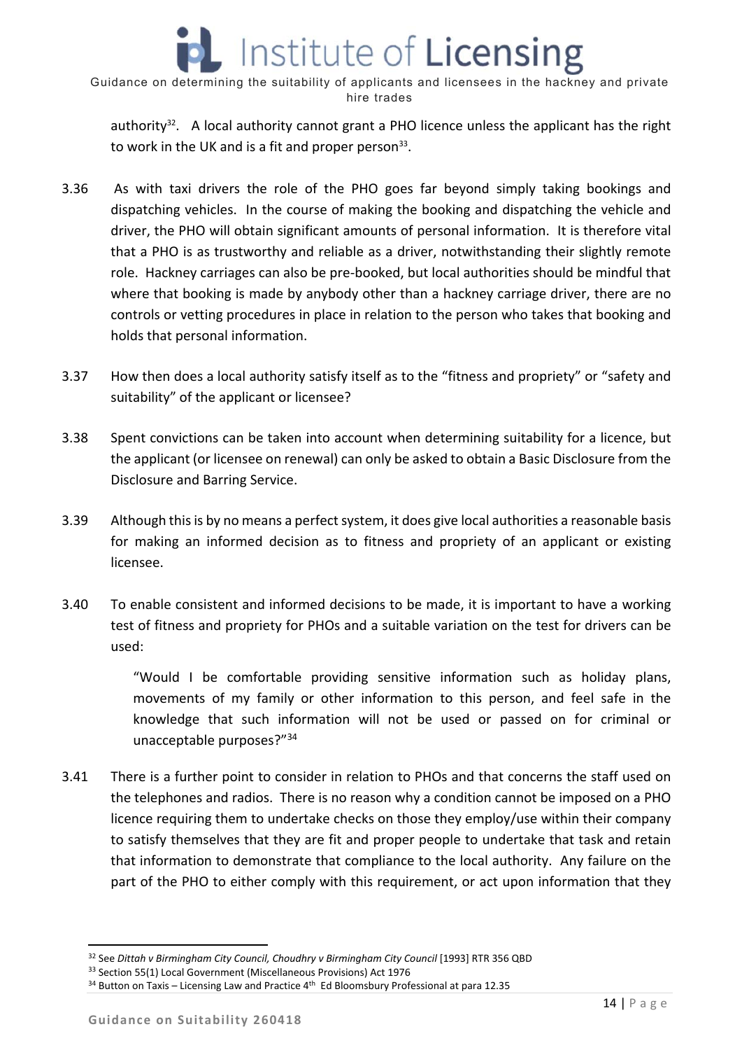authority[32]. A local authority cannot grant a PHO licence unless the applicant has the right to work in the UK and is a fit and proper person[33].

3.36 As with taxi drivers the role of the PHO goes far beyond simply taking bookings and dispatching vehicles. In the course of making the booking and dispatching the vehicle and driver, the PHO will obtain significant amounts of personal information. It is therefore vital that a PHO is as trustworthy and reliable as a driver, notwithstanding their slightly remote role. Hackney carriages can also be pre-booked, but local authorities should be mindful that where that booking is made by anybody other than a hackney carriage driver, there are no controls or vetting procedures in place in relation to the person who takes that booking and holds that personal information.

3.37 How then does a local authority satisfy itself as to the "fitness and propriety" or "safety and suitability" of the applicant or licensee?

3.38 Spent convictions can be taken into account when determining suitability for a licence, but the applicant (or licensee on renewal) can only be asked to obtain a Basic Disclosure from the Disclosure and Barring Service.

3.39 Although this is by no means a perfect system, it does give local authorities a reasonable basis for making an informed decision as to fitness and propriety of an applicant or existing licensee.

3.40 To enable consistent and informed decisions to be made, it is important to have a working test of fitness and propriety for PHOs and a suitable variation on the test for drivers can be used:

> "Would I be comfortable providing sensitive information such as holiday plans, movements of my family or other information to this person, and feel safe in the knowledge that such information will not be used or passed on for criminal or unacceptable purposes?"[34]

3.41 There is a further point to consider in relation to PHOs and that concerns the staff used on the telephones and radios. There is no reason why a condition cannot be imposed on a PHO licence requiring them to undertake checks on those they employ/use within their company to satisfy themselves that they are fit and proper people to undertake that task and retain that information to demonstrate that compliance to the local authority. Any failure on the part of the PHO to either comply with this requirement, or act upon information that they

---

[32] See *Dittah v Birmingham City Council, Choudhry v Birmingham City Council* [1993] RTR 356 QBD

[33] Section 55(1) Local Government (Miscellaneous Provisions) Act 1976

[34] Button on Taxis – Licensing Law and Practice 4th Ed Bloomsbury Professional at para 12.35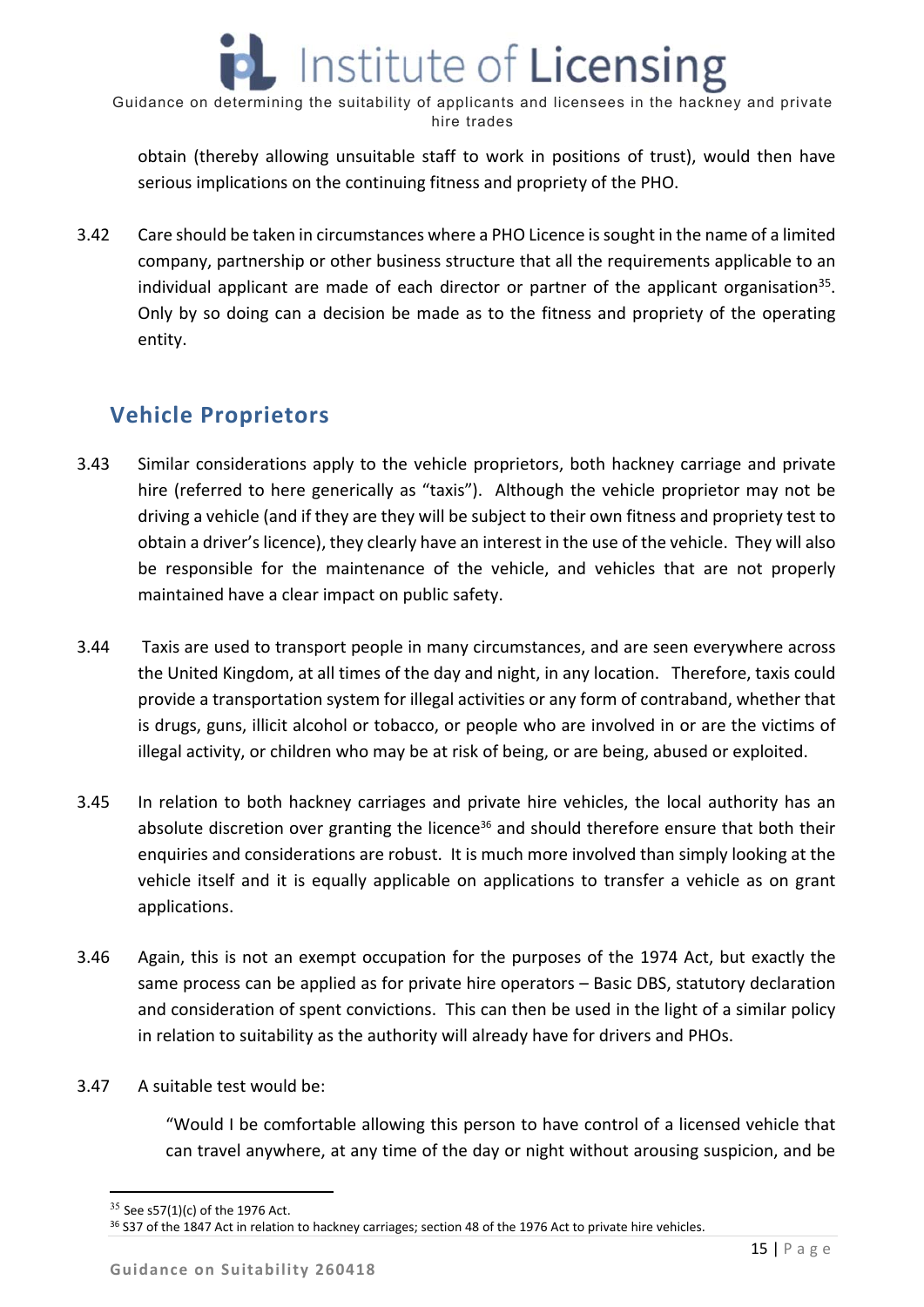obtain (thereby allowing unsuitable staff to work in positions of trust), would then have serious implications on the continuing fitness and propriety of the PHO.

3.42 Care should be taken in circumstances where a PHO Licence is sought in the name of a limited company, partnership or other business structure that all the requirements applicable to an individual applicant are made of each director or partner of the applicant organisation[35]. Only by so doing can a decision be made as to the fitness and propriety of the operating entity.

## Vehicle Proprietors

3.43 Similar considerations apply to the vehicle proprietors, both hackney carriage and private hire (referred to here generically as "taxis"). Although the vehicle proprietor may not be driving a vehicle (and if they are they will be subject to their own fitness and propriety test to obtain a driver's licence), they clearly have an interest in the use of the vehicle. They will also be responsible for the maintenance of the vehicle, and vehicles that are not properly maintained have a clear impact on public safety.

3.44 Taxis are used to transport people in many circumstances, and are seen everywhere across the United Kingdom, at all times of the day and night, in any location. Therefore, taxis could provide a transportation system for illegal activities or any form of contraband, whether that is drugs, guns, illicit alcohol or tobacco, or people who are involved in or are the victims of illegal activity, or children who may be at risk of being, or are being, abused or exploited.

3.45 In relation to both hackney carriages and private hire vehicles, the local authority has an absolute discretion over granting the licence[36] and should therefore ensure that both their enquiries and considerations are robust. It is much more involved than simply looking at the vehicle itself and it is equally applicable on applications to transfer a vehicle as on grant applications.

3.46 Again, this is not an exempt occupation for the purposes of the 1974 Act, but exactly the same process can be applied as for private hire operators – Basic DBS, statutory declaration and consideration of spent convictions. This can then be used in the light of a similar policy in relation to suitability as the authority will already have for drivers and PHOs.

3.47 A suitable test would be:

> "Would I be comfortable allowing this person to have control of a licensed vehicle that can travel anywhere, at any time of the day or night without arousing suspicion, and be

[35] See s57(1)(c) of the 1976 Act.

[36] S37 of the 1847 Act in relation to hackney carriages; section 48 of the 1976 Act to private hire vehicles.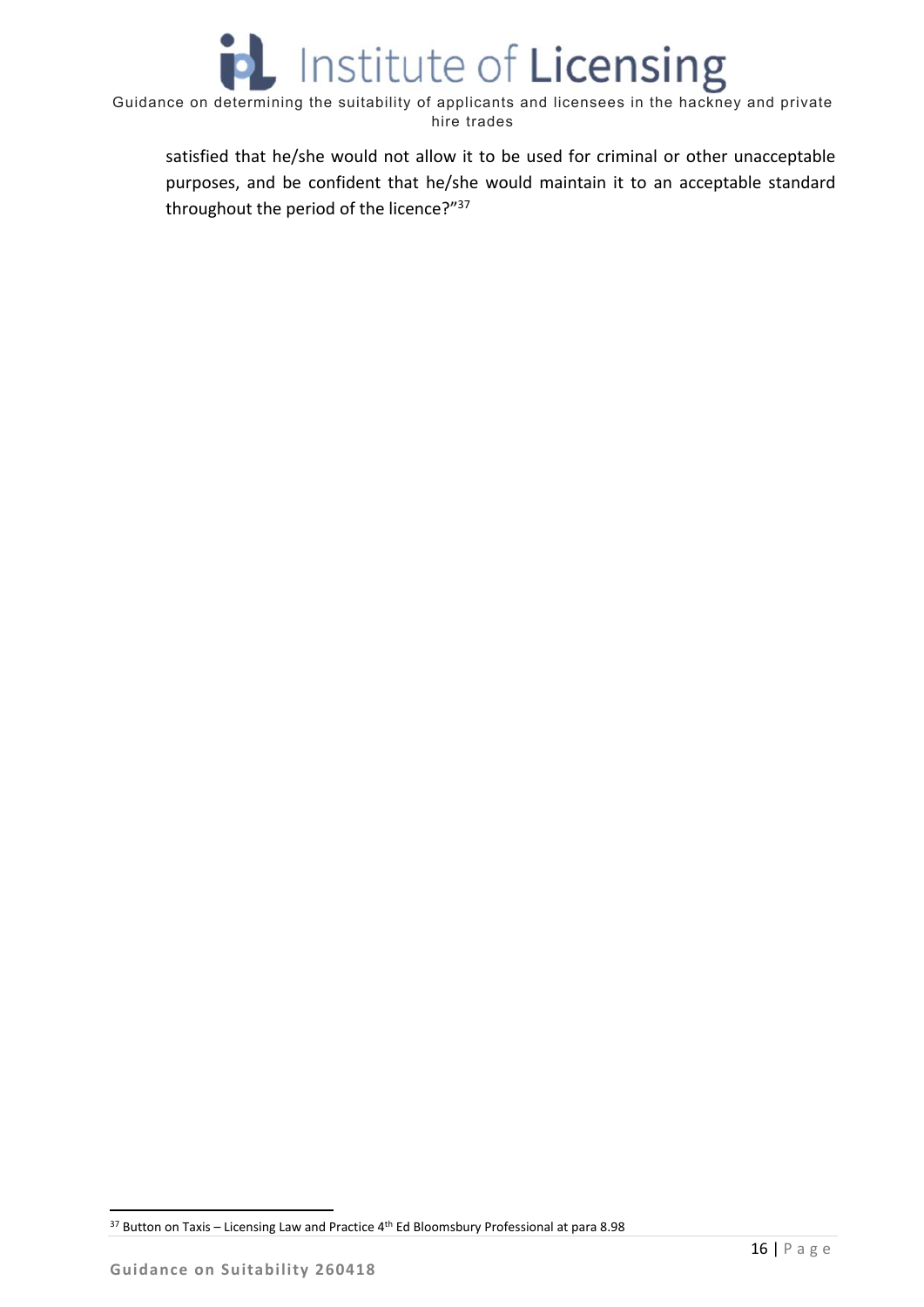satisfied that he/she would not allow it to be used for criminal or other unacceptable purposes, and be confident that he/she would maintain it to an acceptable standard throughout the period of the licence?"[37]

[37] Button on Taxis – Licensing Law and Practice 4th Ed Bloomsbury Professional at para 8.98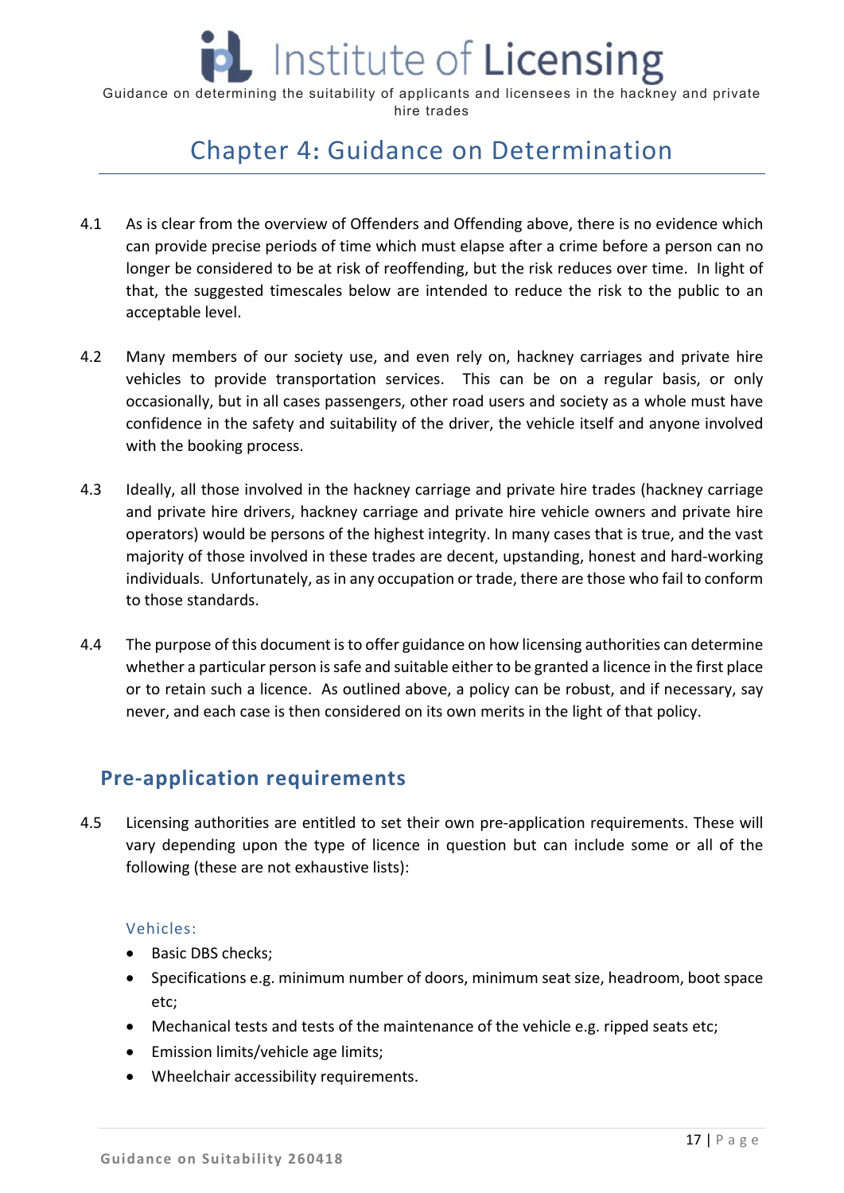# Chapter 4: Guidance on Determination

4.1 As is clear from the overview of Offenders and Offending above, there is no evidence which can provide precise periods of time which must elapse after a crime before a person can no longer be considered to be at risk of reoffending, but the risk reduces over time. In light of that, the suggested timescales below are intended to reduce the risk to the public to an acceptable level.

4.2 Many members of our society use, and even rely on, hackney carriages and private hire vehicles to provide transportation services. This can be on a regular basis, or only occasionally, but in all cases passengers, other road users and society as a whole must have confidence in the safety and suitability of the driver, the vehicle itself and anyone involved with the booking process.

4.3 Ideally, all those involved in the hackney carriage and private hire trades (hackney carriage and private hire drivers, hackney carriage and private hire vehicle owners and private hire operators) would be persons of the highest integrity. In many cases that is true, and the vast majority of those involved in these trades are decent, upstanding, honest and hard-working individuals. Unfortunately, as in any occupation or trade, there are those who fail to conform to those standards.

4.4 The purpose of this document is to offer guidance on how licensing authorities can determine whether a particular person is safe and suitable either to be granted a licence in the first place or to retain such a licence. As outlined above, a policy can be robust, and if necessary, say never, and each case is then considered on its own merits in the light of that policy.

## Pre-application requirements

4.5 Licensing authorities are entitled to set their own pre-application requirements. These will vary depending upon the type of licence in question but can include some or all of the following (these are not exhaustive lists):

### Vehicles:

- Basic DBS checks;
- Specifications e.g. minimum number of doors, minimum seat size, headroom, boot space etc;
- Mechanical tests and tests of the maintenance of the vehicle e.g. ripped seats etc;
- Emission limits/vehicle age limits;
- Wheelchair accessibility requirements.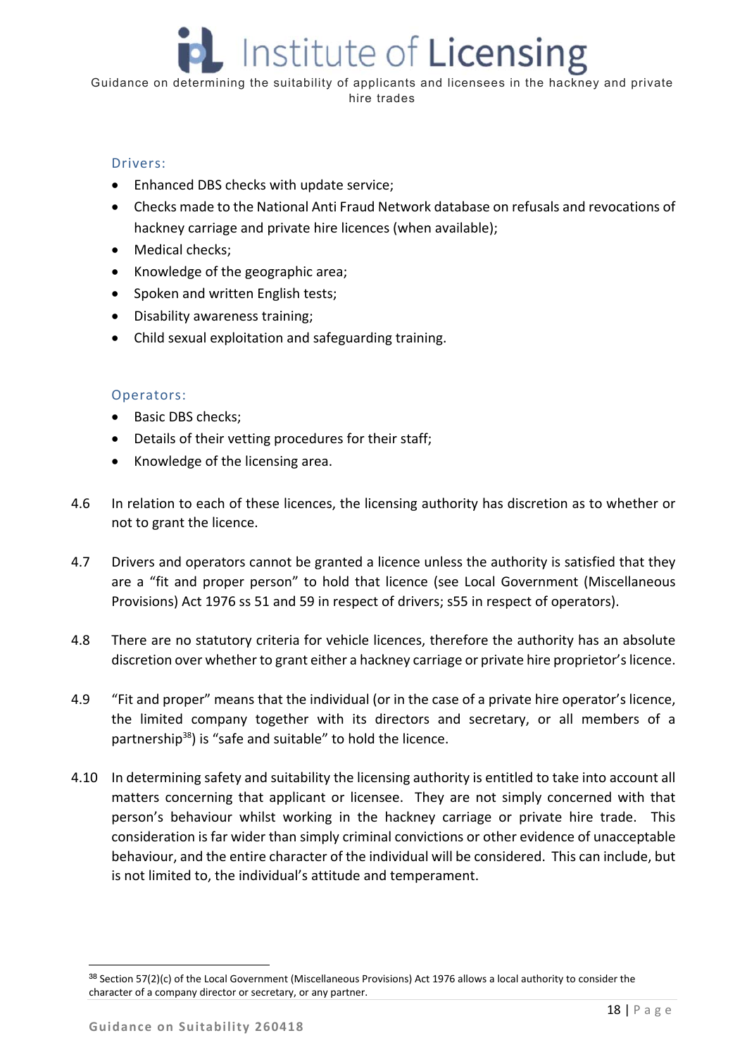### Drivers:

- Enhanced DBS checks with update service;
- Checks made to the National Anti Fraud Network database on refusals and revocations of hackney carriage and private hire licences (when available);
- Medical checks;
- Knowledge of the geographic area;
- Spoken and written English tests;
- Disability awareness training;
- Child sexual exploitation and safeguarding training.

### Operators:

- Basic DBS checks;
- Details of their vetting procedures for their staff;
- Knowledge of the licensing area.

4.6 In relation to each of these licences, the licensing authority has discretion as to whether or not to grant the licence.

4.7 Drivers and operators cannot be granted a licence unless the authority is satisfied that they are a "fit and proper person" to hold that licence (see Local Government (Miscellaneous Provisions) Act 1976 ss 51 and 59 in respect of drivers; s55 in respect of operators).

4.8 There are no statutory criteria for vehicle licences, therefore the authority has an absolute discretion over whether to grant either a hackney carriage or private hire proprietor's licence.

4.9 "Fit and proper" means that the individual (or in the case of a private hire operator's licence, the limited company together with its directors and secretary, or all members of a partnership[38]) is "safe and suitable" to hold the licence.

4.10 In determining safety and suitability the licensing authority is entitled to take into account all matters concerning that applicant or licensee. They are not simply concerned with that person's behaviour whilst working in the hackney carriage or private hire trade. This consideration is far wider than simply criminal convictions or other evidence of unacceptable behaviour, and the entire character of the individual will be considered. This can include, but is not limited to, the individual's attitude and temperament.

---

[38] Section 57(2)(c) of the Local Government (Miscellaneous Provisions) Act 1976 allows a local authority to consider the character of a company director or secretary, or any partner.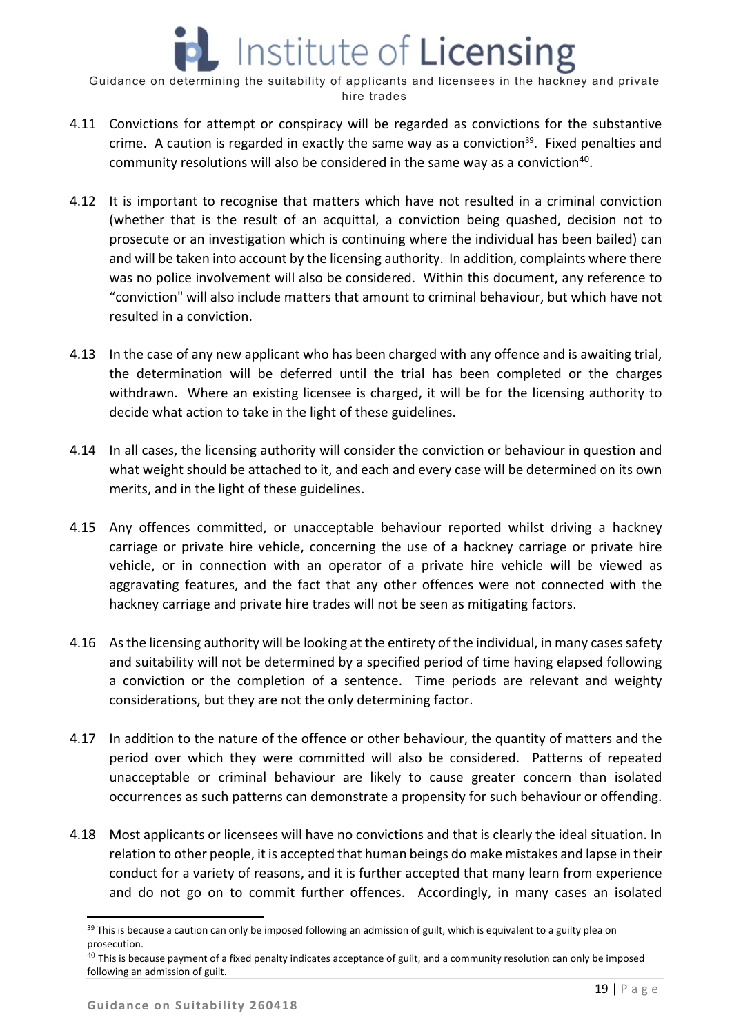4.11 Convictions for attempt or conspiracy will be regarded as convictions for the substantive crime. A caution is regarded in exactly the same way as a conviction[39]. Fixed penalties and community resolutions will also be considered in the same way as a conviction[40].

4.12 It is important to recognise that matters which have not resulted in a criminal conviction (whether that is the result of an acquittal, a conviction being quashed, decision not to prosecute or an investigation which is continuing where the individual has been bailed) can and will be taken into account by the licensing authority. In addition, complaints where there was no police involvement will also be considered. Within this document, any reference to "conviction" will also include matters that amount to criminal behaviour, but which have not resulted in a conviction.

4.13 In the case of any new applicant who has been charged with any offence and is awaiting trial, the determination will be deferred until the trial has been completed or the charges withdrawn. Where an existing licensee is charged, it will be for the licensing authority to decide what action to take in the light of these guidelines.

4.14 In all cases, the licensing authority will consider the conviction or behaviour in question and what weight should be attached to it, and each and every case will be determined on its own merits, and in the light of these guidelines.

4.15 Any offences committed, or unacceptable behaviour reported whilst driving a hackney carriage or private hire vehicle, concerning the use of a hackney carriage or private hire vehicle, or in connection with an operator of a private hire vehicle will be viewed as aggravating features, and the fact that any other offences were not connected with the hackney carriage and private hire trades will not be seen as mitigating factors.

4.16 As the licensing authority will be looking at the entirety of the individual, in many cases safety and suitability will not be determined by a specified period of time having elapsed following a conviction or the completion of a sentence. Time periods are relevant and weighty considerations, but they are not the only determining factor.

4.17 In addition to the nature of the offence or other behaviour, the quantity of matters and the period over which they were committed will also be considered. Patterns of repeated unacceptable or criminal behaviour are likely to cause greater concern than isolated occurrences as such patterns can demonstrate a propensity for such behaviour or offending.

4.18 Most applicants or licensees will have no convictions and that is clearly the ideal situation. In relation to other people, it is accepted that human beings do make mistakes and lapse in their conduct for a variety of reasons, and it is further accepted that many learn from experience and do not go on to commit further offences. Accordingly, in many cases an isolated

---

[39] This is because a caution can only be imposed following an admission of guilt, which is equivalent to a guilty plea on prosecution.

[40] This is because payment of a fixed penalty indicates acceptance of guilt, and a community resolution can only be imposed following an admission of guilt.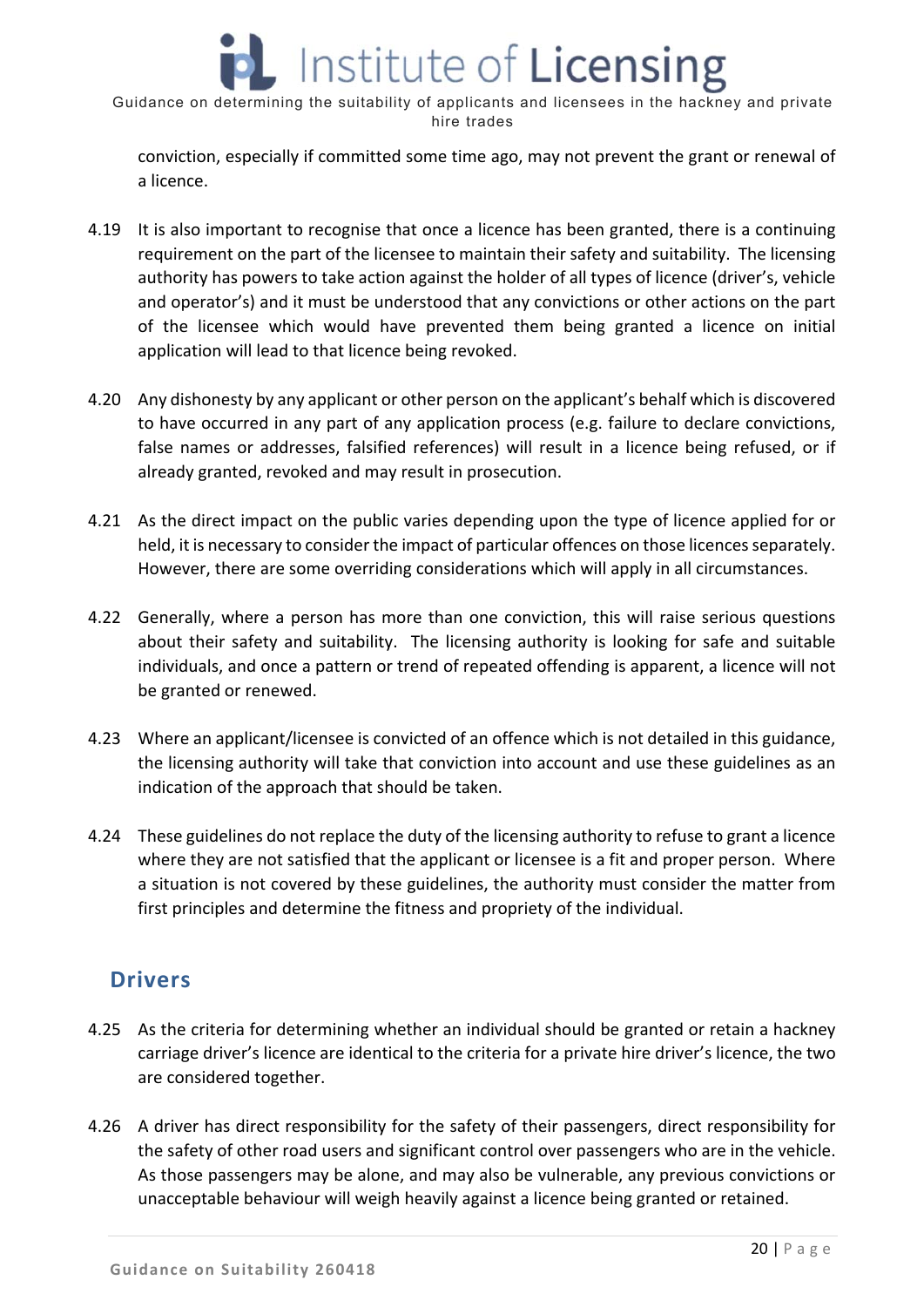conviction, especially if committed some time ago, may not prevent the grant or renewal of a licence.

4.19 It is also important to recognise that once a licence has been granted, there is a continuing requirement on the part of the licensee to maintain their safety and suitability. The licensing authority has powers to take action against the holder of all types of licence (driver's, vehicle and operator's) and it must be understood that any convictions or other actions on the part of the licensee which would have prevented them being granted a licence on initial application will lead to that licence being revoked.

4.20 Any dishonesty by any applicant or other person on the applicant's behalf which is discovered to have occurred in any part of any application process (e.g. failure to declare convictions, false names or addresses, falsified references) will result in a licence being refused, or if already granted, revoked and may result in prosecution.

4.21 As the direct impact on the public varies depending upon the type of licence applied for or held, it is necessary to consider the impact of particular offences on those licences separately. However, there are some overriding considerations which will apply in all circumstances.

4.22 Generally, where a person has more than one conviction, this will raise serious questions about their safety and suitability. The licensing authority is looking for safe and suitable individuals, and once a pattern or trend of repeated offending is apparent, a licence will not be granted or renewed.

4.23 Where an applicant/licensee is convicted of an offence which is not detailed in this guidance, the licensing authority will take that conviction into account and use these guidelines as an indication of the approach that should be taken.

4.24 These guidelines do not replace the duty of the licensing authority to refuse to grant a licence where they are not satisfied that the applicant or licensee is a fit and proper person. Where a situation is not covered by these guidelines, the authority must consider the matter from first principles and determine the fitness and propriety of the individual.

## Drivers

4.25 As the criteria for determining whether an individual should be granted or retain a hackney carriage driver's licence are identical to the criteria for a private hire driver's licence, the two are considered together.

4.26 A driver has direct responsibility for the safety of their passengers, direct responsibility for the safety of other road users and significant control over passengers who are in the vehicle. As those passengers may be alone, and may also be vulnerable, any previous convictions or unacceptable behaviour will weigh heavily against a licence being granted or retained.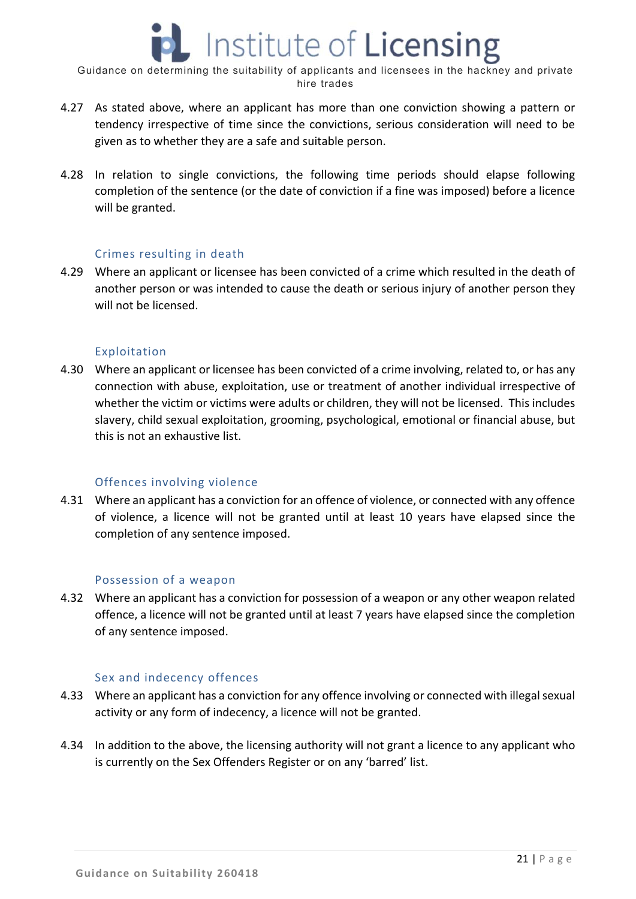4.27 As stated above, where an applicant has more than one conviction showing a pattern or tendency irrespective of time since the convictions, serious consideration will need to be given as to whether they are a safe and suitable person.

4.28 In relation to single convictions, the following time periods should elapse following completion of the sentence (or the date of conviction if a fine was imposed) before a licence will be granted.

### Crimes resulting in death

4.29 Where an applicant or licensee has been convicted of a crime which resulted in the death of another person or was intended to cause the death or serious injury of another person they will not be licensed.

### Exploitation

4.30 Where an applicant or licensee has been convicted of a crime involving, related to, or has any connection with abuse, exploitation, use or treatment of another individual irrespective of whether the victim or victims were adults or children, they will not be licensed. This includes slavery, child sexual exploitation, grooming, psychological, emotional or financial abuse, but this is not an exhaustive list.

### Offences involving violence

4.31 Where an applicant has a conviction for an offence of violence, or connected with any offence of violence, a licence will not be granted until at least 10 years have elapsed since the completion of any sentence imposed.

### Possession of a weapon

4.32 Where an applicant has a conviction for possession of a weapon or any other weapon related offence, a licence will not be granted until at least 7 years have elapsed since the completion of any sentence imposed.

### Sex and indecency offences

4.33 Where an applicant has a conviction for any offence involving or connected with illegal sexual activity or any form of indecency, a licence will not be granted.

4.34 In addition to the above, the licensing authority will not grant a licence to any applicant who is currently on the Sex Offenders Register or on any 'barred' list.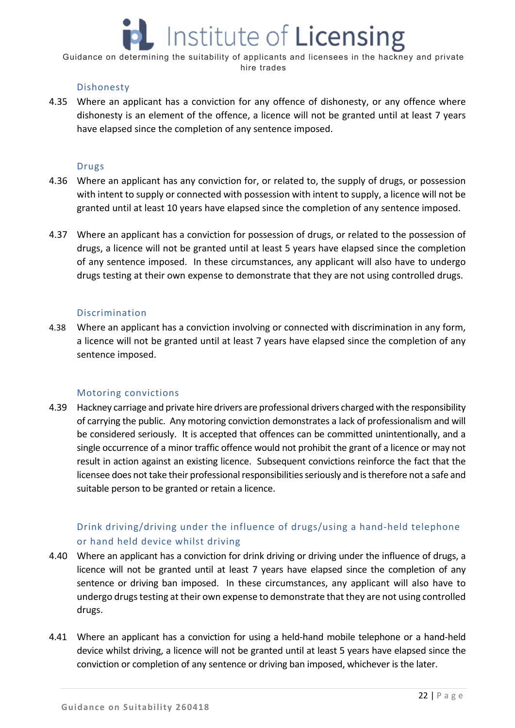### Dishonesty

4.35 Where an applicant has a conviction for any offence of dishonesty, or any offence where dishonesty is an element of the offence, a licence will not be granted until at least 7 years have elapsed since the completion of any sentence imposed.

### Drugs

4.36 Where an applicant has any conviction for, or related to, the supply of drugs, or possession with intent to supply or connected with possession with intent to supply, a licence will not be granted until at least 10 years have elapsed since the completion of any sentence imposed.

4.37 Where an applicant has a conviction for possession of drugs, or related to the possession of drugs, a licence will not be granted until at least 5 years have elapsed since the completion of any sentence imposed. In these circumstances, any applicant will also have to undergo drugs testing at their own expense to demonstrate that they are not using controlled drugs.

### Discrimination

4.38 Where an applicant has a conviction involving or connected with discrimination in any form, a licence will not be granted until at least 7 years have elapsed since the completion of any sentence imposed.

### Motoring convictions

4.39 Hackney carriage and private hire drivers are professional drivers charged with the responsibility of carrying the public. Any motoring conviction demonstrates a lack of professionalism and will be considered seriously. It is accepted that offences can be committed unintentionally, and a single occurrence of a minor traffic offence would not prohibit the grant of a licence or may not result in action against an existing licence. Subsequent convictions reinforce the fact that the licensee does not take their professional responsibilities seriously and is therefore not a safe and suitable person to be granted or retain a licence.

### Drink driving/driving under the influence of drugs/using a hand-held telephone or hand held device whilst driving

4.40 Where an applicant has a conviction for drink driving or driving under the influence of drugs, a licence will not be granted until at least 7 years have elapsed since the completion of any sentence or driving ban imposed. In these circumstances, any applicant will also have to undergo drugs testing at their own expense to demonstrate that they are not using controlled drugs.

4.41 Where an applicant has a conviction for using a held-hand mobile telephone or a hand-held device whilst driving, a licence will not be granted until at least 5 years have elapsed since the conviction or completion of any sentence or driving ban imposed, whichever is the later.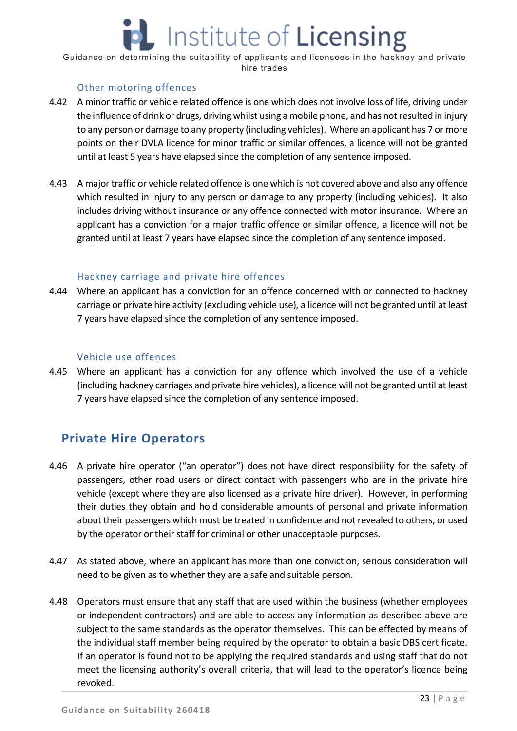### Other motoring offences

4.42 A minor traffic or vehicle related offence is one which does not involve loss of life, driving under the influence of drink or drugs, driving whilst using a mobile phone, and has not resulted in injury to any person or damage to any property (including vehicles). Where an applicant has 7 or more points on their DVLA licence for minor traffic or similar offences, a licence will not be granted until at least 5 years have elapsed since the completion of any sentence imposed.

4.43 A major traffic or vehicle related offence is one which is not covered above and also any offence which resulted in injury to any person or damage to any property (including vehicles). It also includes driving without insurance or any offence connected with motor insurance. Where an applicant has a conviction for a major traffic offence or similar offence, a licence will not be granted until at least 7 years have elapsed since the completion of any sentence imposed.

### Hackney carriage and private hire offences

4.44 Where an applicant has a conviction for an offence concerned with or connected to hackney carriage or private hire activity (excluding vehicle use), a licence will not be granted until at least 7 years have elapsed since the completion of any sentence imposed.

### Vehicle use offences

4.45 Where an applicant has a conviction for any offence which involved the use of a vehicle (including hackney carriages and private hire vehicles), a licence will not be granted until at least 7 years have elapsed since the completion of any sentence imposed.

## Private Hire Operators

4.46 A private hire operator ("an operator") does not have direct responsibility for the safety of passengers, other road users or direct contact with passengers who are in the private hire vehicle (except where they are also licensed as a private hire driver). However, in performing their duties they obtain and hold considerable amounts of personal and private information about their passengers which must be treated in confidence and not revealed to others, or used by the operator or their staff for criminal or other unacceptable purposes.

4.47 As stated above, where an applicant has more than one conviction, serious consideration will need to be given as to whether they are a safe and suitable person.

4.48 Operators must ensure that any staff that are used within the business (whether employees or independent contractors) and are able to access any information as described above are subject to the same standards as the operator themselves. This can be effected by means of the individual staff member being required by the operator to obtain a basic DBS certificate. If an operator is found not to be applying the required standards and using staff that do not meet the licensing authority's overall criteria, that will lead to the operator's licence being revoked.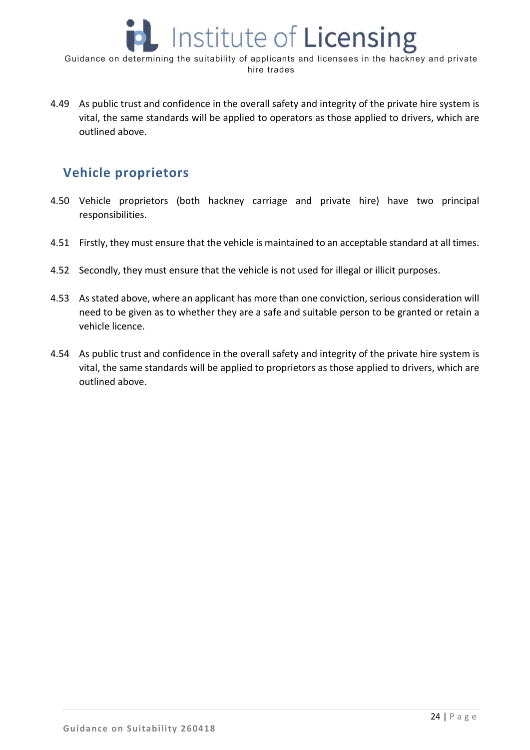4.49 As public trust and confidence in the overall safety and integrity of the private hire system is vital, the same standards will be applied to operators as those applied to drivers, which are outlined above.

## Vehicle proprietors

4.50 Vehicle proprietors (both hackney carriage and private hire) have two principal responsibilities.

4.51 Firstly, they must ensure that the vehicle is maintained to an acceptable standard at all times.

4.52 Secondly, they must ensure that the vehicle is not used for illegal or illicit purposes.

4.53 As stated above, where an applicant has more than one conviction, serious consideration will need to be given as to whether they are a safe and suitable person to be granted or retain a vehicle licence.

4.54 As public trust and confidence in the overall safety and integrity of the private hire system is vital, the same standards will be applied to proprietors as those applied to drivers, which are outlined above.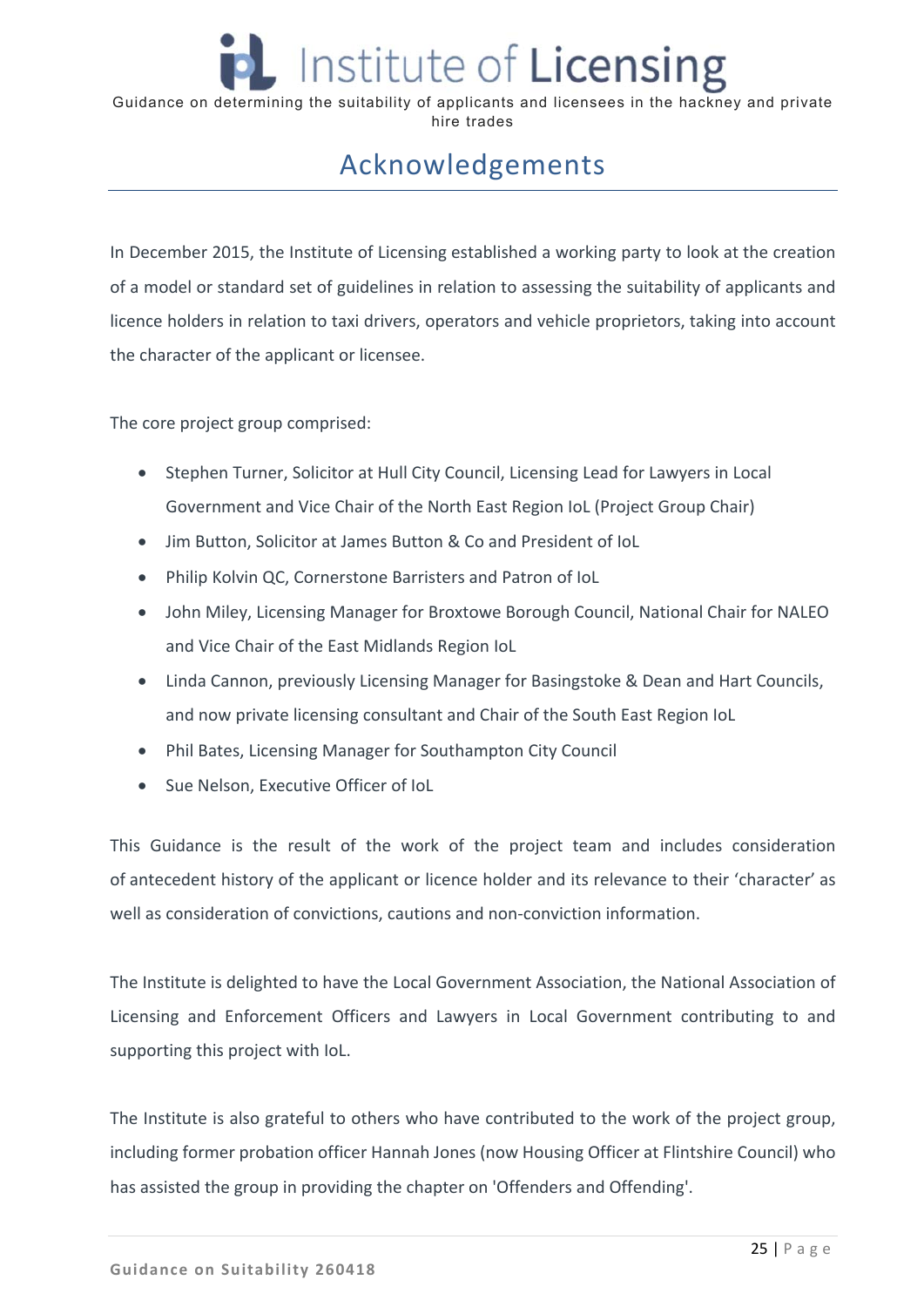# Acknowledgements

In December 2015, the Institute of Licensing established a working party to look at the creation of a model or standard set of guidelines in relation to assessing the suitability of applicants and licence holders in relation to taxi drivers, operators and vehicle proprietors, taking into account the character of the applicant or licensee.

The core project group comprised:

- Stephen Turner, Solicitor at Hull City Council, Licensing Lead for Lawyers in Local Government and Vice Chair of the North East Region IoL (Project Group Chair)
- Jim Button, Solicitor at James Button & Co and President of IoL
- Philip Kolvin QC, Cornerstone Barristers and Patron of IoL
- John Miley, Licensing Manager for Broxtowe Borough Council, National Chair for NALEO and Vice Chair of the East Midlands Region IoL
- Linda Cannon, previously Licensing Manager for Basingstoke & Dean and Hart Councils, and now private licensing consultant and Chair of the South East Region IoL
- Phil Bates, Licensing Manager for Southampton City Council
- Sue Nelson, Executive Officer of IoL

This Guidance is the result of the work of the project team and includes consideration of antecedent history of the applicant or licence holder and its relevance to their 'character' as well as consideration of convictions, cautions and non-conviction information.

The Institute is delighted to have the Local Government Association, the National Association of Licensing and Enforcement Officers and Lawyers in Local Government contributing to and supporting this project with IoL.

The Institute is also grateful to others who have contributed to the work of the project group, including former probation officer Hannah Jones (now Housing Officer at Flintshire Council) who has assisted the group in providing the chapter on 'Offenders and Offending'.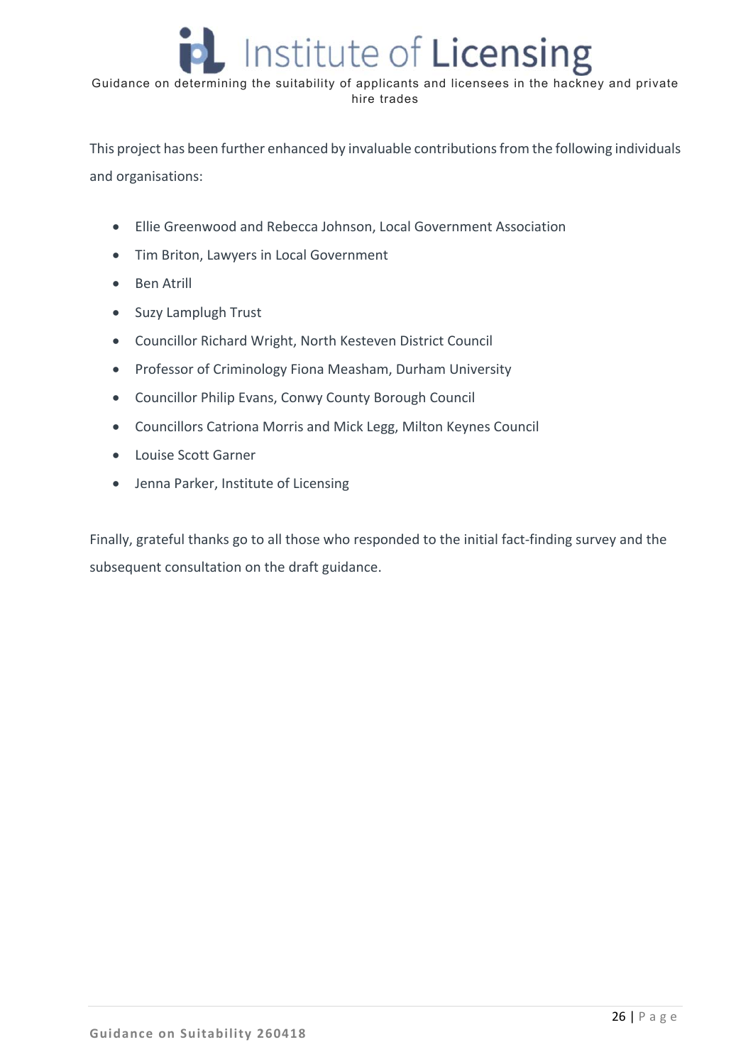This project has been further enhanced by invaluable contributions from the following individuals and organisations:

- Ellie Greenwood and Rebecca Johnson, Local Government Association
- Tim Briton, Lawyers in Local Government
- Ben Atrill
- Suzy Lamplugh Trust
- Councillor Richard Wright, North Kesteven District Council
- Professor of Criminology Fiona Measham, Durham University
- Councillor Philip Evans, Conwy County Borough Council
- Councillors Catriona Morris and Mick Legg, Milton Keynes Council
- Louise Scott Garner
- Jenna Parker, Institute of Licensing

Finally, grateful thanks go to all those who responded to the initial fact-finding survey and the subsequent consultation on the draft guidance.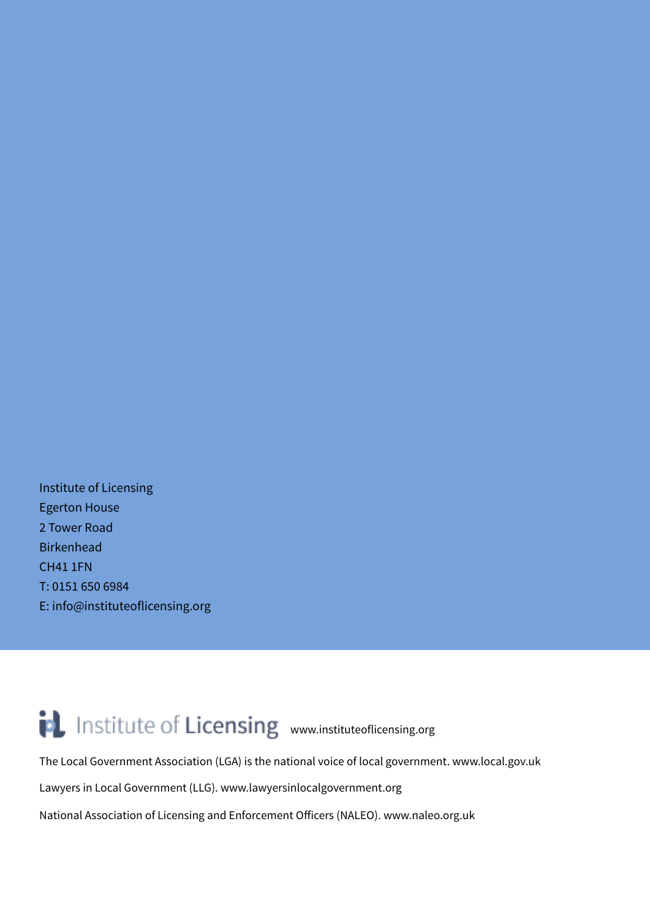Institute of Licensing
Egerton House
2 Tower Road
Birkenhead
CH41 1FN
T: 0151 650 6984
E: info@instituteoflicensing.org

Institute of Licensing www.instituteoflicensing.org

The Local Government Association (LGA) is the national voice of local government. www.local.gov.uk

Lawyers in Local Government (LLG). www.lawyersinlocalgovernment.org

National Association of Licensing and Enforcement Officers (NALEO). www.naleo.org.uk